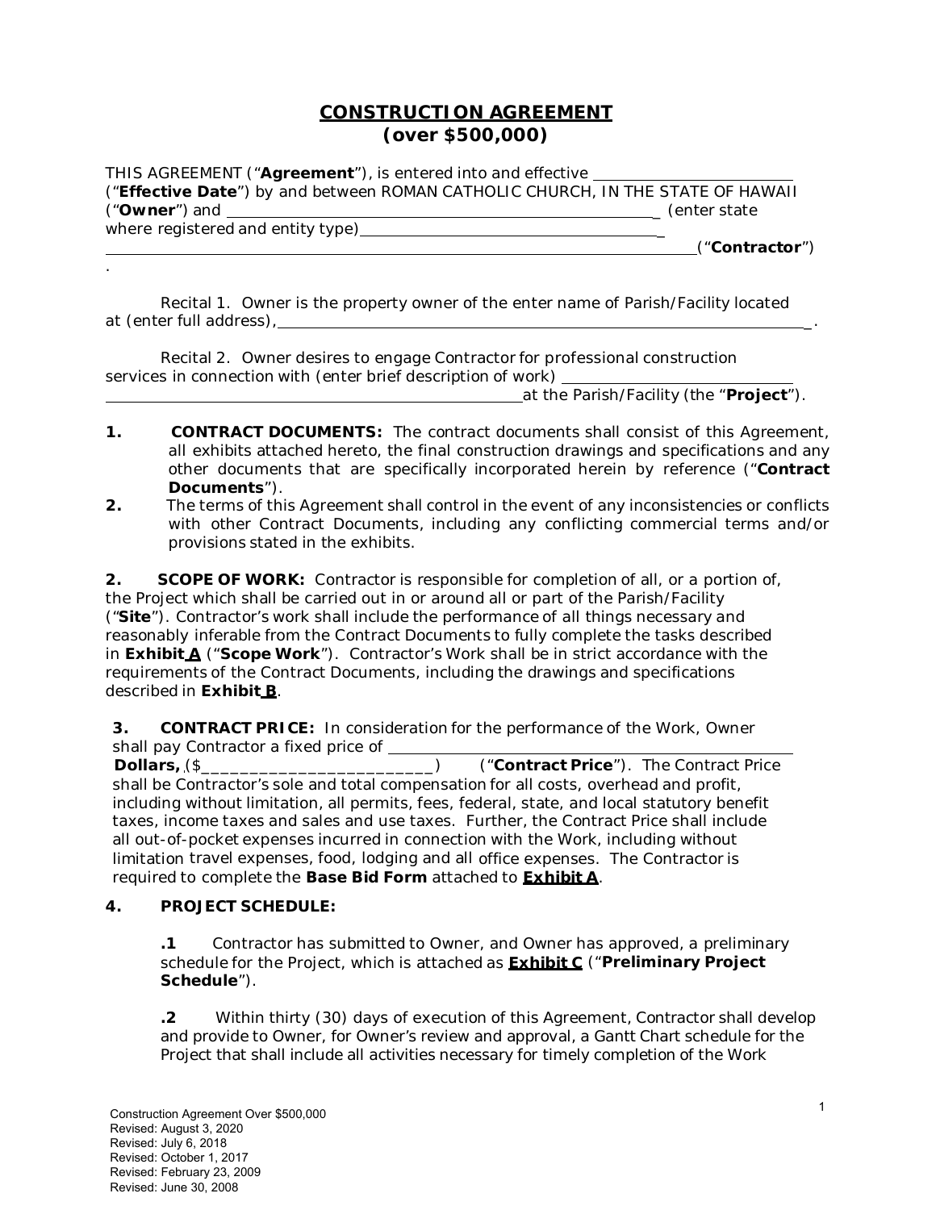# CONSTRUCTION AGREEMENT
## (over $500,000)

THIS AGREEMENT ("**Agreement**"), is entered into and effective ________________________ ("**Effective Date**") by and between ROMAN CATHOLIC CHURCH, IN THE STATE OF HAWAII ("**Owner**") and _______________________________________________ (enter state where registered and entity type)_____________________________________ _____________________________________________________________________("**Contractor**") .

Recital 1. Owner is the property owner of the enter name of Parish/Facility located at (enter full address),______________________________________________________________.

Recital 2. Owner desires to engage Contractor for professional construction services in connection with (enter brief description of work) ___________________________ ______________________________________________at the Parish/Facility (the "**Project**").

**1.** **CONTRACT DOCUMENTS:** The contract documents shall consist of this Agreement, all exhibits attached hereto, the final construction drawings and specifications and any other documents that are specifically incorporated herein by reference ("**Contract Documents**").

**2.** The terms of this Agreement shall control in the event of any inconsistencies or conflicts with other Contract Documents, including any conflicting commercial terms and/or provisions stated in the exhibits.

**2.** **SCOPE OF WORK:** Contractor is responsible for completion of all, or a portion of, the Project which shall be carried out in or around all or part of the Parish/Facility ("**Site**"). Contractor's work shall include the performance of all things necessary and reasonably inferable from the Contract Documents to fully complete the tasks described in **Exhibit A** ("**Scope Work**"). Contractor's Work shall be in strict accordance with the requirements of the Contract Documents, including the drawings and specifications described in **Exhibit B**.

**3.** **CONTRACT PRICE:** In consideration for the performance of the Work, Owner shall pay Contractor a fixed price of _______________________________________________ **Dollars,** ($__________________________) ("**Contract Price**"). The Contract Price shall be Contractor's sole and total compensation for all costs, overhead and profit, including without limitation, all permits, fees, federal, state, and local statutory benefit taxes, income taxes and sales and use taxes. Further, the Contract Price shall include all out-of-pocket expenses incurred in connection with the Work, including without limitation travel expenses, food, lodging and all office expenses. The Contractor is required to complete the **Base Bid Form** attached to **Exhibit A**.

**4.** **PROJECT SCHEDULE:**

**.1** Contractor has submitted to Owner, and Owner has approved, a preliminary schedule for the Project, which is attached as **Exhibit C** ("**Preliminary Project Schedule**").

**.2** Within thirty (30) days of execution of this Agreement, Contractor shall develop and provide to Owner, for Owner's review and approval, a Gantt Chart schedule for the Project that shall include all activities necessary for timely completion of the Work

Construction Agreement Over $500,000
Revised: August 3, 2020
Revised: July 6, 2018
Revised: October 1, 2017
Revised: February 23, 2009
Revised: June 30, 2008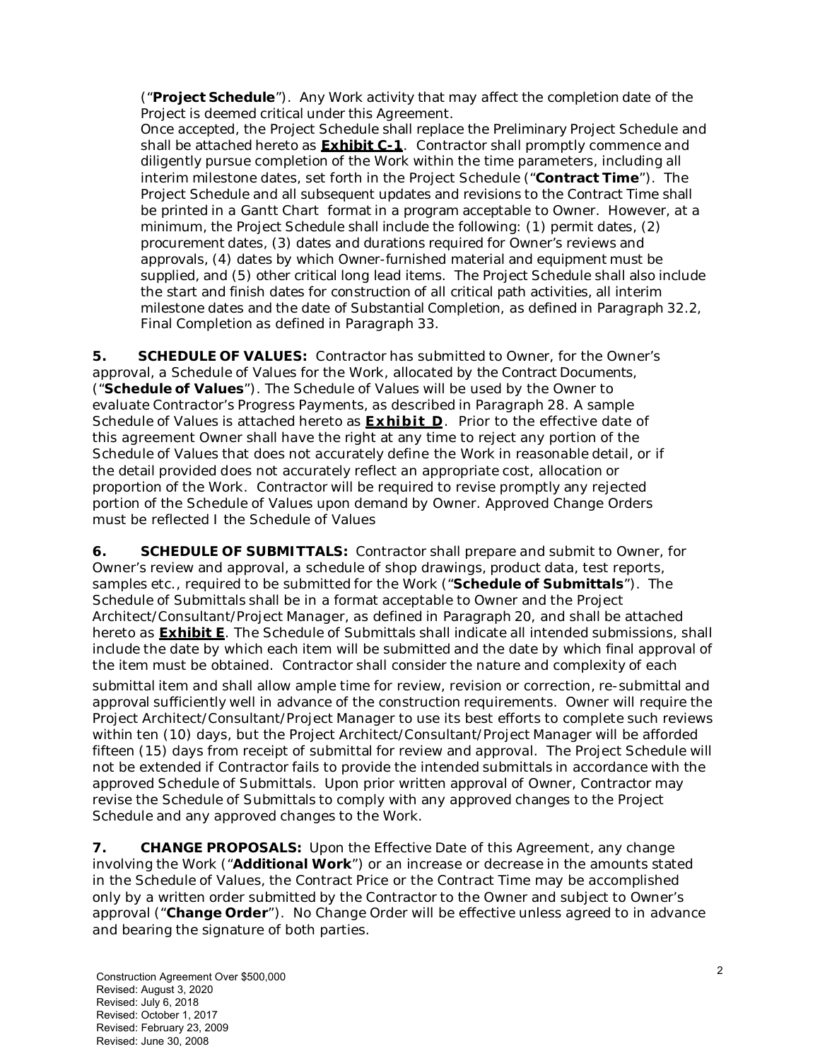("**Project Schedule**"). Any Work activity that may affect the completion date of the Project is deemed critical under this Agreement.

Once accepted, the Project Schedule shall replace the Preliminary Project Schedule and shall be attached hereto as **Exhibit C-1**. Contractor shall promptly commence and diligently pursue completion of the Work within the time parameters, including all interim milestone dates, set forth in the Project Schedule ("**Contract Time**"). The Project Schedule and all subsequent updates and revisions to the Contract Time shall be printed in a Gantt Chart format in a program acceptable to Owner. However, at a minimum, the Project Schedule shall include the following: (1) permit dates, (2) procurement dates, (3) dates and durations required for Owner's reviews and approvals, (4) dates by which Owner-furnished material and equipment must be supplied, and (5) other critical long lead items. The Project Schedule shall also include the start and finish dates for construction of all critical path activities, all interim milestone dates and the date of Substantial Completion, as defined in Paragraph 32.2, Final Completion as defined in Paragraph 33.

**5. SCHEDULE OF VALUES:** Contractor has submitted to Owner, for the Owner's approval, a Schedule of Values for the Work, allocated by the Contract Documents, ("**Schedule of Values**"). The Schedule of Values will be used by the Owner to evaluate Contractor's Progress Payments, as described in Paragraph 28. A sample Schedule of Values is attached hereto as **Exhibit D**. Prior to the effective date of this agreement Owner shall have the right at any time to reject any portion of the Schedule of Values that does not accurately define the Work in reasonable detail, or if the detail provided does not accurately reflect an appropriate cost, allocation or proportion of the Work. Contractor will be required to revise promptly any rejected portion of the Schedule of Values upon demand by Owner. Approved Change Orders must be reflected I the Schedule of Values

**6. SCHEDULE OF SUBMITTALS:** Contractor shall prepare and submit to Owner, for Owner's review and approval, a schedule of shop drawings, product data, test reports, samples etc., required to be submitted for the Work ("**Schedule of Submittals**"). The Schedule of Submittals shall be in a format acceptable to Owner and the Project Architect/Consultant/Project Manager, as defined in Paragraph 20, and shall be attached hereto as **Exhibit E**. The Schedule of Submittals shall indicate all intended submissions, shall include the date by which each item will be submitted and the date by which final approval of the item must be obtained. Contractor shall consider the nature and complexity of each submittal item and shall allow ample time for review, revision or correction, re-submittal and approval sufficiently well in advance of the construction requirements. Owner will require the Project Architect/Consultant/Project Manager to use its best efforts to complete such reviews within ten (10) days, but the Project Architect/Consultant/Project Manager will be afforded fifteen (15) days from receipt of submittal for review and approval. The Project Schedule will not be extended if Contractor fails to provide the intended submittals in accordance with the approved Schedule of Submittals. Upon prior written approval of Owner, Contractor may revise the Schedule of Submittals to comply with any approved changes to the Project Schedule and any approved changes to the Work.

**7. CHANGE PROPOSALS:** Upon the Effective Date of this Agreement, any change involving the Work ("**Additional Work**") or an increase or decrease in the amounts stated in the Schedule of Values, the Contract Price or the Contract Time may be accomplished only by a written order submitted by the Contractor to the Owner and subject to Owner's approval ("**Change Order**"). No Change Order will be effective unless agreed to in advance and bearing the signature of both parties.

Construction Agreement Over $500,000
Revised: August 3, 2020
Revised: July 6, 2018
Revised: October 1, 2017
Revised: February 23, 2009
Revised: June 30, 2008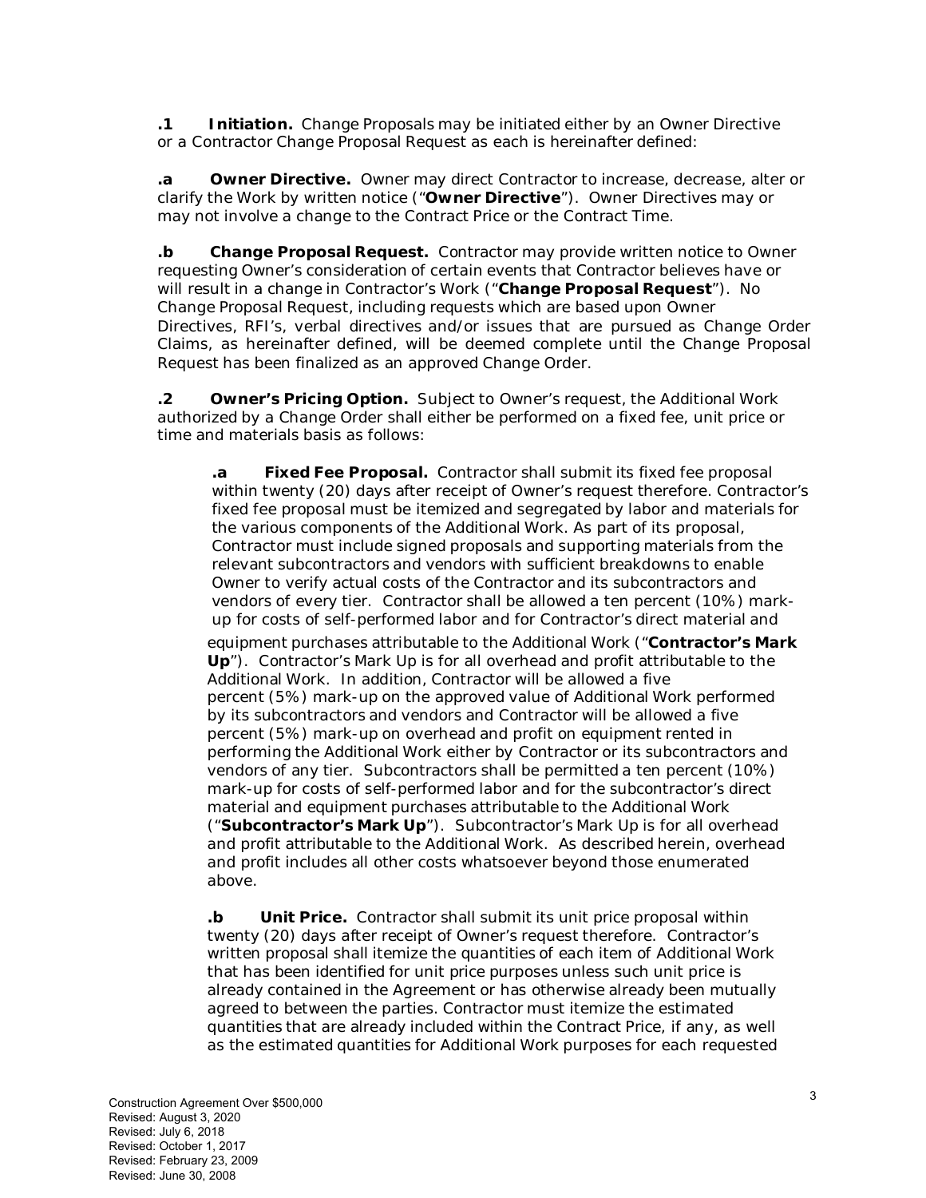**.1 Initiation.** Change Proposals may be initiated either by an Owner Directive or a Contractor Change Proposal Request as each is hereinafter defined:

**.a Owner Directive.** Owner may direct Contractor to increase, decrease, alter or clarify the Work by written notice ("**Owner Directive**"). Owner Directives may or may not involve a change to the Contract Price or the Contract Time.

**.b Change Proposal Request.** Contractor may provide written notice to Owner requesting Owner's consideration of certain events that Contractor believes have or will result in a change in Contractor's Work ("**Change Proposal Request**"). No Change Proposal Request, including requests which are based upon Owner Directives, RFI's, verbal directives and/or issues that are pursued as Change Order Claims, as hereinafter defined, will be deemed complete until the Change Proposal Request has been finalized as an approved Change Order.

**.2 Owner's Pricing Option.** Subject to Owner's request, the Additional Work authorized by a Change Order shall either be performed on a fixed fee, unit price or time and materials basis as follows:

> **.a Fixed Fee Proposal.** Contractor shall submit its fixed fee proposal within twenty (20) days after receipt of Owner's request therefore. Contractor's fixed fee proposal must be itemized and segregated by labor and materials for the various components of the Additional Work. As part of its proposal, Contractor must include signed proposals and supporting materials from the relevant subcontractors and vendors with sufficient breakdowns to enable Owner to verify actual costs of the Contractor and its subcontractors and vendors of every tier. Contractor shall be allowed a ten percent (10%) mark-up for costs of self-performed labor and for Contractor's direct material and equipment purchases attributable to the Additional Work ("**Contractor's Mark Up**"). Contractor's Mark Up is for all overhead and profit attributable to the Additional Work. In addition, Contractor will be allowed a five percent (5%) mark-up on the approved value of Additional Work performed by its subcontractors and vendors and Contractor will be allowed a five percent (5%) mark-up on overhead and profit on equipment rented in performing the Additional Work either by Contractor or its subcontractors and vendors of any tier. Subcontractors shall be permitted a ten percent (10%) mark-up for costs of self-performed labor and for the subcontractor's direct material and equipment purchases attributable to the Additional Work ("**Subcontractor's Mark Up**"). Subcontractor's Mark Up is for all overhead and profit attributable to the Additional Work. As described herein, overhead and profit includes all other costs whatsoever beyond those enumerated above.
>
> **.b Unit Price.** Contractor shall submit its unit price proposal within twenty (20) days after receipt of Owner's request therefore. Contractor's written proposal shall itemize the quantities of each item of Additional Work that has been identified for unit price purposes unless such unit price is already contained in the Agreement or has otherwise already been mutually agreed to between the parties. Contractor must itemize the estimated quantities that are already included within the Contract Price, if any, as well as the estimated quantities for Additional Work purposes for each requested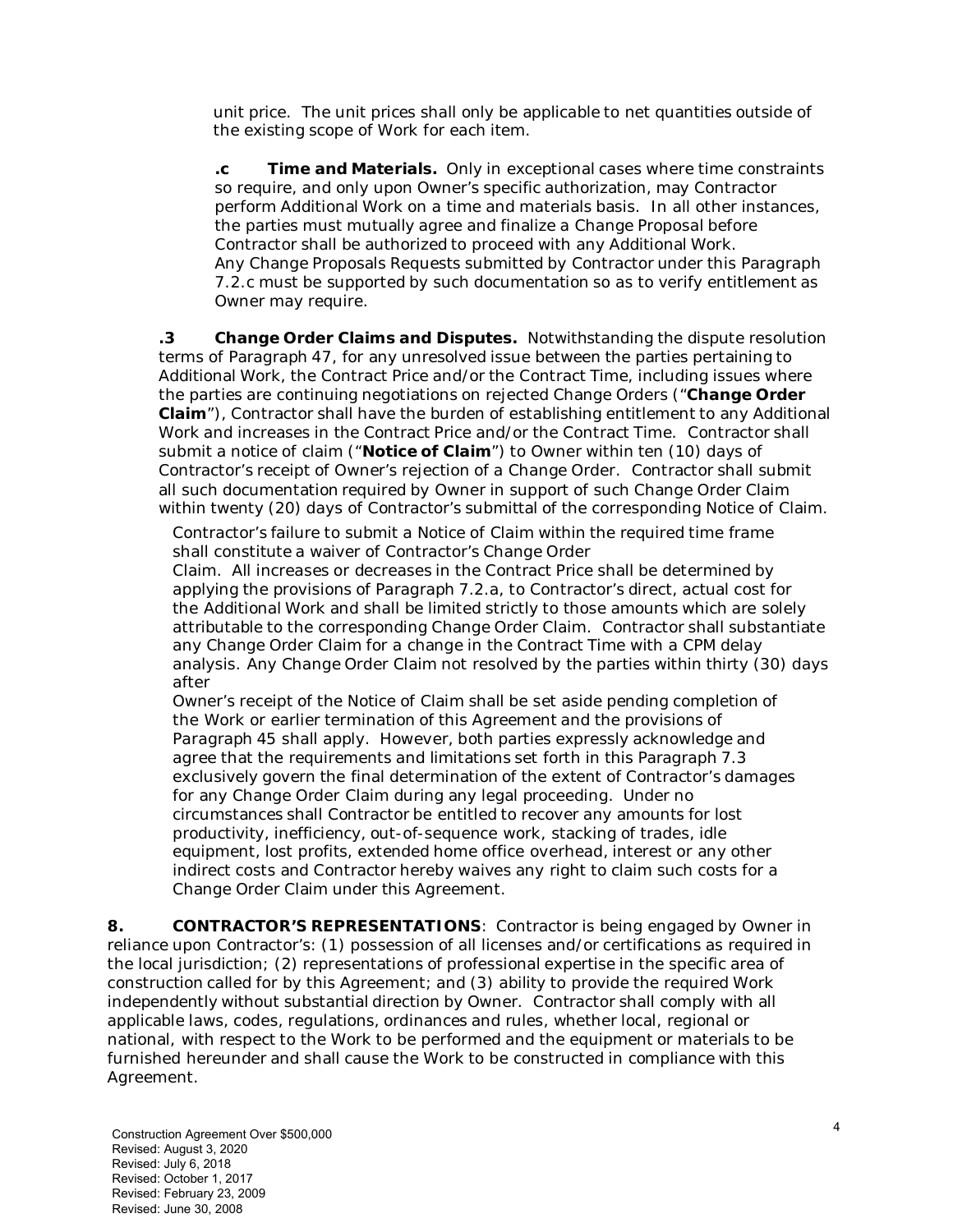unit price. The unit prices shall only be applicable to net quantities outside of the existing scope of Work for each item.

**.c Time and Materials.** Only in exceptional cases where time constraints so require, and only upon Owner's specific authorization, may Contractor perform Additional Work on a time and materials basis. In all other instances, the parties must mutually agree and finalize a Change Proposal before Contractor shall be authorized to proceed with any Additional Work. Any Change Proposals Requests submitted by Contractor under this Paragraph 7.2.c must be supported by such documentation so as to verify entitlement as Owner may require.

**.3 Change Order Claims and Disputes.** Notwithstanding the dispute resolution terms of Paragraph 47, for any unresolved issue between the parties pertaining to Additional Work, the Contract Price and/or the Contract Time, including issues where the parties are continuing negotiations on rejected Change Orders ("**Change Order Claim**"), Contractor shall have the burden of establishing entitlement to any Additional Work and increases in the Contract Price and/or the Contract Time. Contractor shall submit a notice of claim ("**Notice of Claim**") to Owner within ten (10) days of Contractor's receipt of Owner's rejection of a Change Order. Contractor shall submit all such documentation required by Owner in support of such Change Order Claim within twenty (20) days of Contractor's submittal of the corresponding Notice of Claim.

Contractor's failure to submit a Notice of Claim within the required time frame shall constitute a waiver of Contractor's Change Order Claim. All increases or decreases in the Contract Price shall be determined by applying the provisions of Paragraph 7.2.a, to Contractor's direct, actual cost for the Additional Work and shall be limited strictly to those amounts which are solely attributable to the corresponding Change Order Claim. Contractor shall substantiate any Change Order Claim for a change in the Contract Time with a CPM delay analysis. Any Change Order Claim not resolved by the parties within thirty (30) days after Owner's receipt of the Notice of Claim shall be set aside pending completion of the Work or earlier termination of this Agreement and the provisions of Paragraph 45 shall apply. However, both parties expressly acknowledge and agree that the requirements and limitations set forth in this Paragraph 7.3 exclusively govern the final determination of the extent of Contractor's damages for any Change Order Claim during any legal proceeding. Under no circumstances shall Contractor be entitled to recover any amounts for lost productivity, inefficiency, out-of-sequence work, stacking of trades, idle equipment, lost profits, extended home office overhead, interest or any other indirect costs and Contractor hereby waives any right to claim such costs for a Change Order Claim under this Agreement.

**8. CONTRACTOR'S REPRESENTATIONS**: Contractor is being engaged by Owner in reliance upon Contractor's: (1) possession of all licenses and/or certifications as required in the local jurisdiction; (2) representations of professional expertise in the specific area of construction called for by this Agreement; and (3) ability to provide the required Work independently without substantial direction by Owner. Contractor shall comply with all applicable laws, codes, regulations, ordinances and rules, whether local, regional or national, with respect to the Work to be performed and the equipment or materials to be furnished hereunder and shall cause the Work to be constructed in compliance with this Agreement.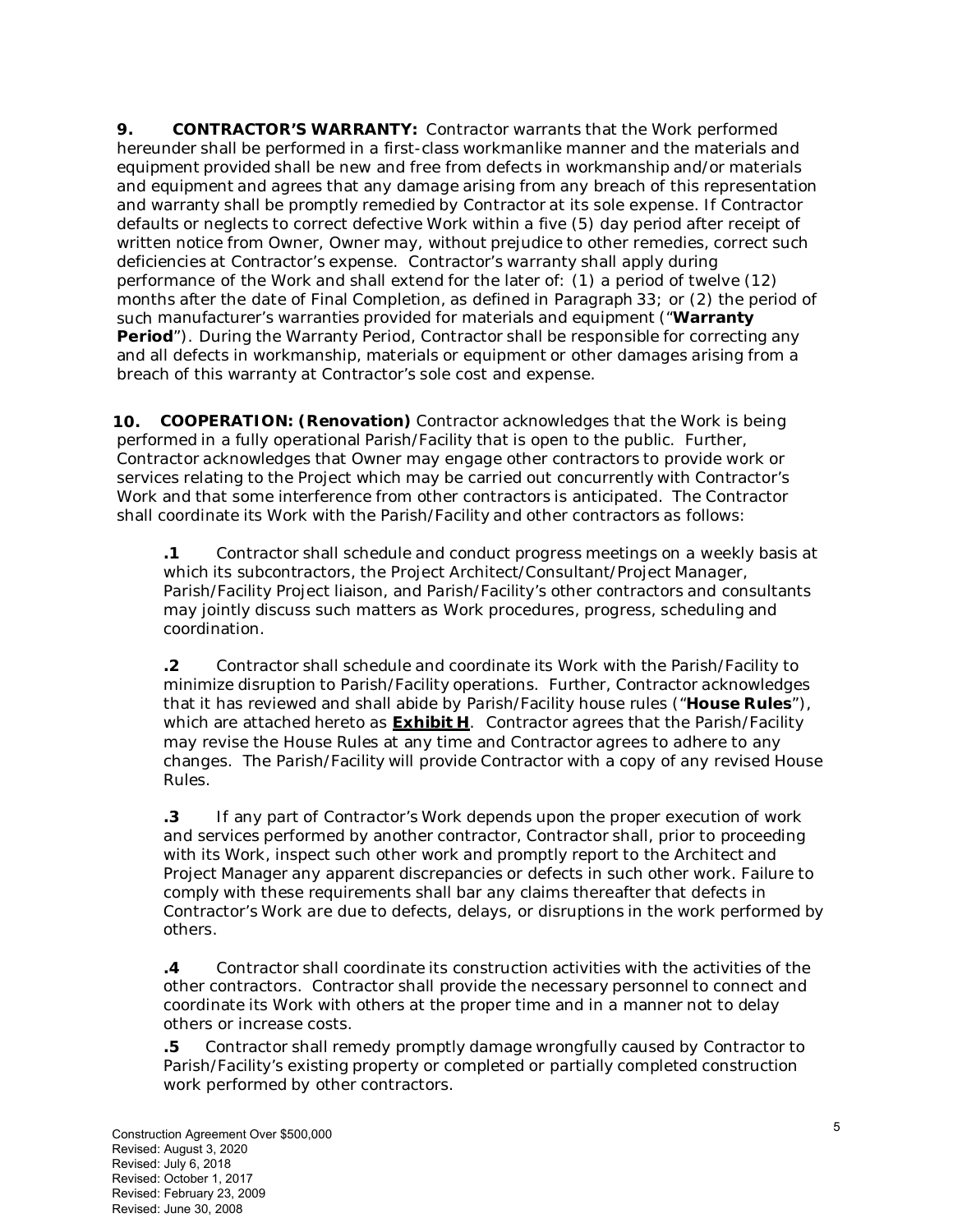**9. CONTRACTOR'S WARRANTY:** Contractor warrants that the Work performed hereunder shall be performed in a first-class workmanlike manner and the materials and equipment provided shall be new and free from defects in workmanship and/or materials and equipment and agrees that any damage arising from any breach of this representation and warranty shall be promptly remedied by Contractor at its sole expense. If Contractor defaults or neglects to correct defective Work within a five (5) day period after receipt of written notice from Owner, Owner may, without prejudice to other remedies, correct such deficiencies at Contractor's expense. Contractor's warranty shall apply during performance of the Work and shall extend for the later of: (1) a period of twelve (12) months after the date of Final Completion, as defined in Paragraph 33; or (2) the period of such manufacturer's warranties provided for materials and equipment ("**Warranty Period**"). During the Warranty Period, Contractor shall be responsible for correcting any and all defects in workmanship, materials or equipment or other damages arising from a breach of this warranty at Contractor's sole cost and expense.

**10. COOPERATION: (Renovation)** Contractor acknowledges that the Work is being performed in a fully operational Parish/Facility that is open to the public. Further, Contractor acknowledges that Owner may engage other contractors to provide work or services relating to the Project which may be carried out concurrently with Contractor's Work and that some interference from other contractors is anticipated. The Contractor shall coordinate its Work with the Parish/Facility and other contractors as follows:

**.1** Contractor shall schedule and conduct progress meetings on a weekly basis at which its subcontractors, the Project Architect/Consultant/Project Manager, Parish/Facility Project liaison, and Parish/Facility's other contractors and consultants may jointly discuss such matters as Work procedures, progress, scheduling and coordination.

**.2** Contractor shall schedule and coordinate its Work with the Parish/Facility to minimize disruption to Parish/Facility operations. Further, Contractor acknowledges that it has reviewed and shall abide by Parish/Facility house rules ("**House Rules**"), which are attached hereto as **Exhibit H**. Contractor agrees that the Parish/Facility may revise the House Rules at any time and Contractor agrees to adhere to any changes. The Parish/Facility will provide Contractor with a copy of any revised House Rules.

**.3** If any part of Contractor's Work depends upon the proper execution of work and services performed by another contractor, Contractor shall, prior to proceeding with its Work, inspect such other work and promptly report to the Architect and Project Manager any apparent discrepancies or defects in such other work. Failure to comply with these requirements shall bar any claims thereafter that defects in Contractor's Work are due to defects, delays, or disruptions in the work performed by others.

**.4** Contractor shall coordinate its construction activities with the activities of the other contractors. Contractor shall provide the necessary personnel to connect and coordinate its Work with others at the proper time and in a manner not to delay others or increase costs.

**.5** Contractor shall remedy promptly damage wrongfully caused by Contractor to Parish/Facility's existing property or completed or partially completed construction work performed by other contractors.

Construction Agreement Over $500,000
Revised: August 3, 2020
Revised: July 6, 2018
Revised: October 1, 2017
Revised: February 23, 2009
Revised: June 30, 2008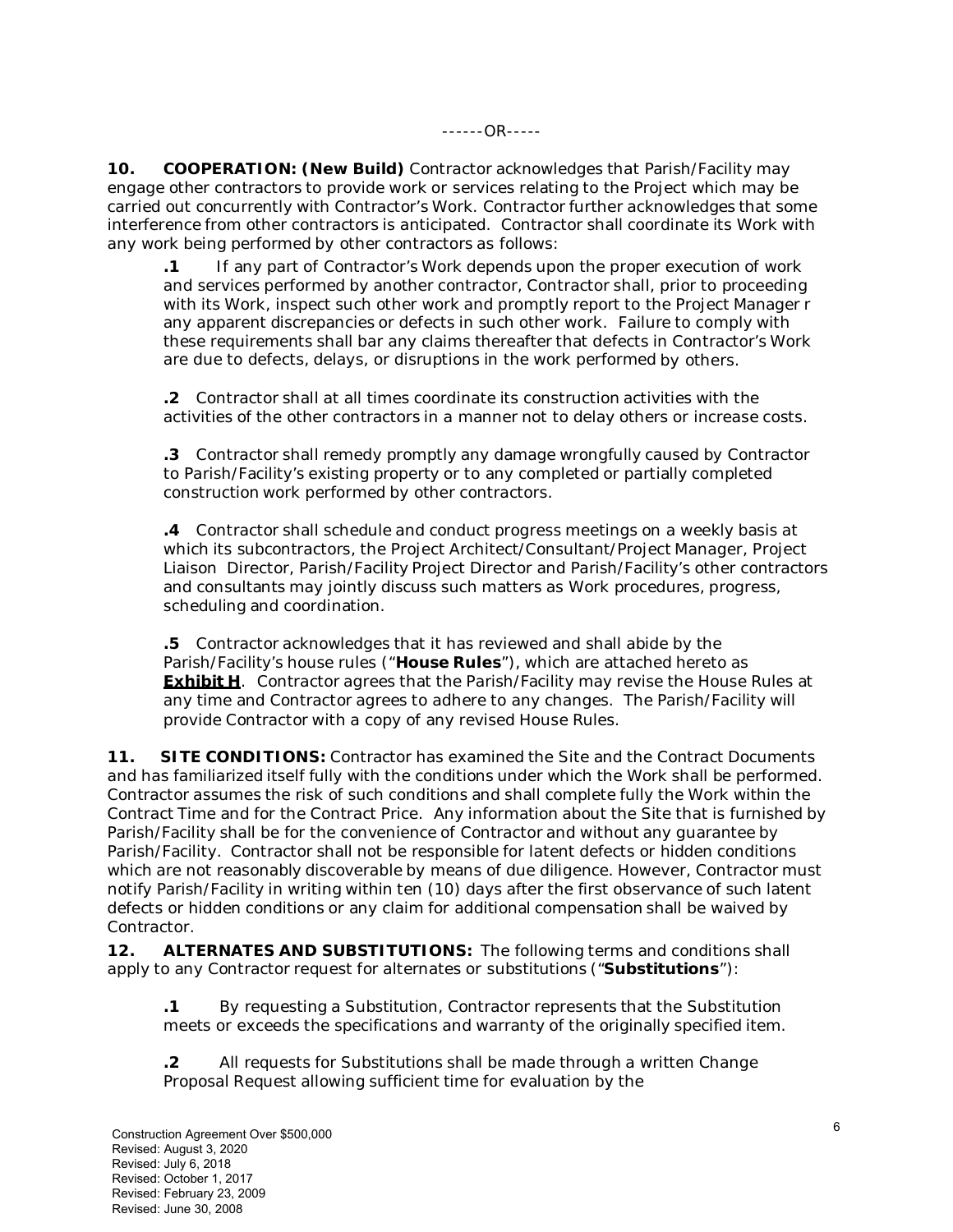------OR-----

**10. COOPERATION: (New Build)** Contractor acknowledges that Parish/Facility may engage other contractors to provide work or services relating to the Project which may be carried out concurrently with Contractor's Work. Contractor further acknowledges that some interference from other contractors is anticipated. Contractor shall coordinate its Work with any work being performed by other contractors as follows:

**.1** If any part of Contractor's Work depends upon the proper execution of work and services performed by another contractor, Contractor shall, prior to proceeding with its Work, inspect such other work and promptly report to the Project Manager r any apparent discrepancies or defects in such other work. Failure to comply with these requirements shall bar any claims thereafter that defects in Contractor's Work are due to defects, delays, or disruptions in the work performed by others.

**.2** Contractor shall at all times coordinate its construction activities with the activities of the other contractors in a manner not to delay others or increase costs.

**.3** Contractor shall remedy promptly any damage wrongfully caused by Contractor to Parish/Facility's existing property or to any completed or partially completed construction work performed by other contractors.

**.4** Contractor shall schedule and conduct progress meetings on a weekly basis at which its subcontractors, the Project Architect/Consultant/Project Manager, Project Liaison Director, Parish/Facility Project Director and Parish/Facility's other contractors and consultants may jointly discuss such matters as Work procedures, progress, scheduling and coordination.

**.5** Contractor acknowledges that it has reviewed and shall abide by the Parish/Facility's house rules ("**House Rules**"), which are attached hereto as **Exhibit H**. Contractor agrees that the Parish/Facility may revise the House Rules at any time and Contractor agrees to adhere to any changes. The Parish/Facility will provide Contractor with a copy of any revised House Rules.

**11. SITE CONDITIONS:** Contractor has examined the Site and the Contract Documents and has familiarized itself fully with the conditions under which the Work shall be performed. Contractor assumes the risk of such conditions and shall complete fully the Work within the Contract Time and for the Contract Price. Any information about the Site that is furnished by Parish/Facility shall be for the convenience of Contractor and without any guarantee by Parish/Facility. Contractor shall not be responsible for latent defects or hidden conditions which are not reasonably discoverable by means of due diligence. However, Contractor must notify Parish/Facility in writing within ten (10) days after the first observance of such latent defects or hidden conditions or any claim for additional compensation shall be waived by Contractor.

**12. ALTERNATES AND SUBSTITUTIONS:** The following terms and conditions shall apply to any Contractor request for alternates or substitutions ("**Substitutions**"):

**.1** By requesting a Substitution, Contractor represents that the Substitution meets or exceeds the specifications and warranty of the originally specified item.

**.2** All requests for Substitutions shall be made through a written Change Proposal Request allowing sufficient time for evaluation by the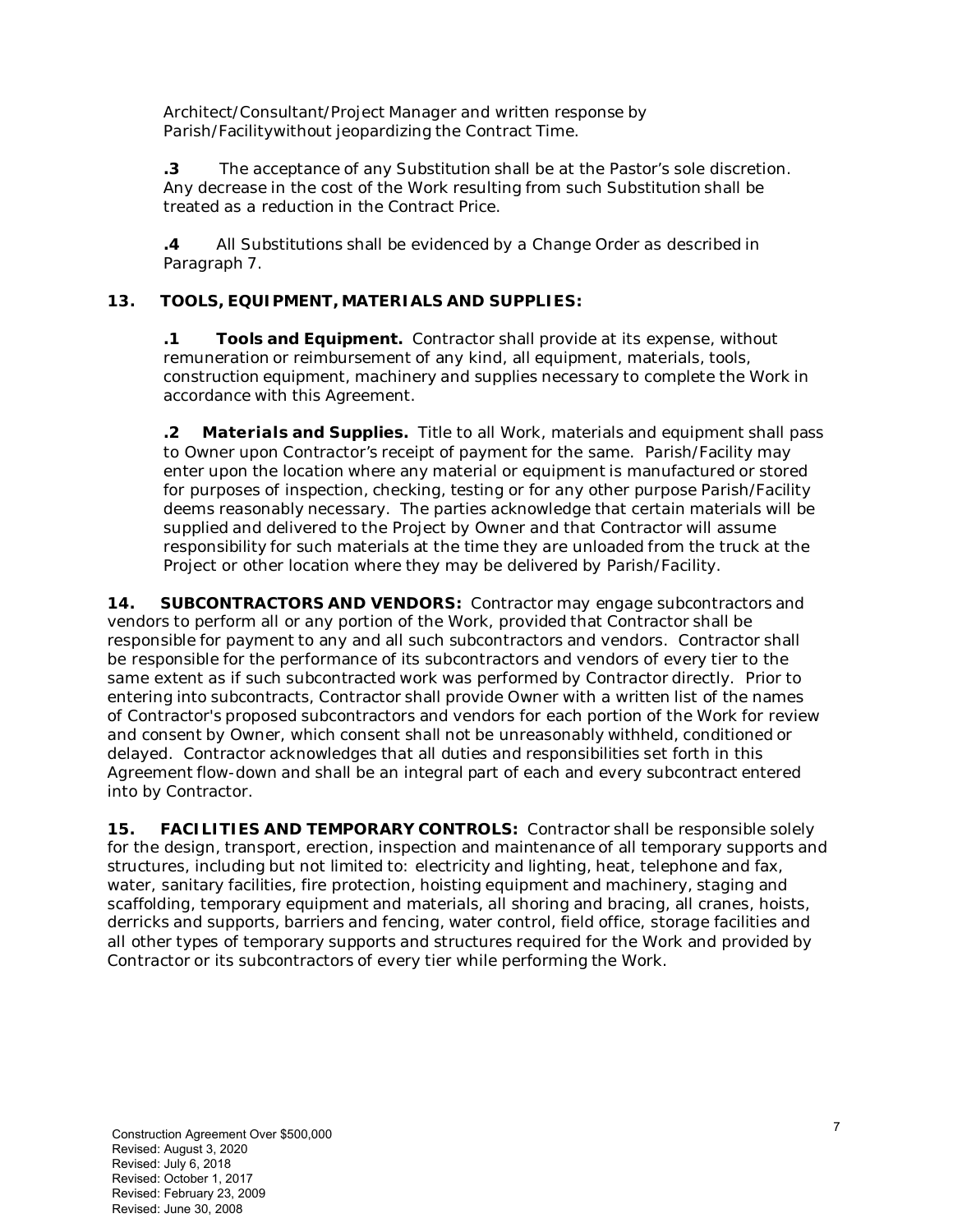Architect/Consultant/Project Manager and written response by Parish/Facilitywithout jeopardizing the Contract Time.

**.3** The acceptance of any Substitution shall be at the Pastor's sole discretion. Any decrease in the cost of the Work resulting from such Substitution shall be treated as a reduction in the Contract Price.

**.4** All Substitutions shall be evidenced by a Change Order as described in Paragraph 7.

**13. TOOLS, EQUIPMENT, MATERIALS AND SUPPLIES:**

**.1 Tools and Equipment.** Contractor shall provide at its expense, without remuneration or reimbursement of any kind, all equipment, materials, tools, construction equipment, machinery and supplies necessary to complete the Work in accordance with this Agreement.

**.2 Materials and Supplies.** Title to all Work, materials and equipment shall pass to Owner upon Contractor's receipt of payment for the same. Parish/Facility may enter upon the location where any material or equipment is manufactured or stored for purposes of inspection, checking, testing or for any other purpose Parish/Facility deems reasonably necessary. The parties acknowledge that certain materials will be supplied and delivered to the Project by Owner and that Contractor will assume responsibility for such materials at the time they are unloaded from the truck at the Project or other location where they may be delivered by Parish/Facility.

**14. SUBCONTRACTORS AND VENDORS:** Contractor may engage subcontractors and vendors to perform all or any portion of the Work, provided that Contractor shall be responsible for payment to any and all such subcontractors and vendors. Contractor shall be responsible for the performance of its subcontractors and vendors of every tier to the same extent as if such subcontracted work was performed by Contractor directly. Prior to entering into subcontracts, Contractor shall provide Owner with a written list of the names of Contractor's proposed subcontractors and vendors for each portion of the Work for review and consent by Owner, which consent shall not be unreasonably withheld, conditioned or delayed. Contractor acknowledges that all duties and responsibilities set forth in this Agreement flow-down and shall be an integral part of each and every subcontract entered into by Contractor.

**15. FACILITIES AND TEMPORARY CONTROLS:** Contractor shall be responsible solely for the design, transport, erection, inspection and maintenance of all temporary supports and structures, including but not limited to: electricity and lighting, heat, telephone and fax, water, sanitary facilities, fire protection, hoisting equipment and machinery, staging and scaffolding, temporary equipment and materials, all shoring and bracing, all cranes, hoists, derricks and supports, barriers and fencing, water control, field office, storage facilities and all other types of temporary supports and structures required for the Work and provided by Contractor or its subcontractors of every tier while performing the Work.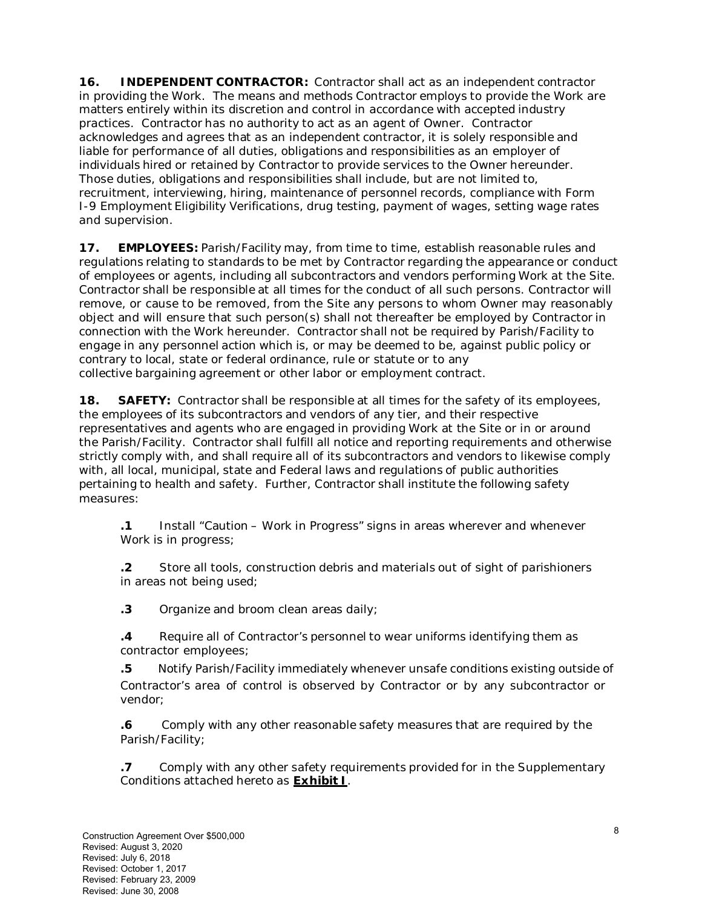**16. INDEPENDENT CONTRACTOR:** Contractor shall act as an independent contractor in providing the Work. The means and methods Contractor employs to provide the Work are matters entirely within its discretion and control in accordance with accepted industry practices. Contractor has no authority to act as an agent of Owner. Contractor acknowledges and agrees that as an independent contractor, it is solely responsible and liable for performance of all duties, obligations and responsibilities as an employer of individuals hired or retained by Contractor to provide services to the Owner hereunder. Those duties, obligations and responsibilities shall include, but are not limited to, recruitment, interviewing, hiring, maintenance of personnel records, compliance with Form I-9 Employment Eligibility Verifications, drug testing, payment of wages, setting wage rates and supervision.

**17. EMPLOYEES:** Parish/Facility may, from time to time, establish reasonable rules and regulations relating to standards to be met by Contractor regarding the appearance or conduct of employees or agents, including all subcontractors and vendors performing Work at the Site. Contractor shall be responsible at all times for the conduct of all such persons. Contractor will remove, or cause to be removed, from the Site any persons to whom Owner may reasonably object and will ensure that such person(s) shall not thereafter be employed by Contractor in connection with the Work hereunder. Contractor shall not be required by Parish/Facility to engage in any personnel action which is, or may be deemed to be, against public policy or contrary to local, state or federal ordinance, rule or statute or to any collective bargaining agreement or other labor or employment contract.

**18. SAFETY:** Contractor shall be responsible at all times for the safety of its employees, the employees of its subcontractors and vendors of any tier, and their respective representatives and agents who are engaged in providing Work at the Site or in or around the Parish/Facility. Contractor shall fulfill all notice and reporting requirements and otherwise strictly comply with, and shall require all of its subcontractors and vendors to likewise comply with, all local, municipal, state and Federal laws and regulations of public authorities pertaining to health and safety. Further, Contractor shall institute the following safety measures:

**.1** Install "Caution – Work in Progress" signs in areas wherever and whenever Work is in progress;

**.2** Store all tools, construction debris and materials out of sight of parishioners in areas not being used;

**.3** Organize and broom clean areas daily;

**.4** Require all of Contractor's personnel to wear uniforms identifying them as contractor employees;

**.5** Notify Parish/Facility immediately whenever unsafe conditions existing outside of Contractor's area of control is observed by Contractor or by any subcontractor or vendor;

**.6** Comply with any other reasonable safety measures that are required by the Parish/Facility;

**.7** Comply with any other safety requirements provided for in the Supplementary Conditions attached hereto as **Exhibit I**.

Construction Agreement Over $500,000
Revised: August 3, 2020
Revised: July 6, 2018
Revised: October 1, 2017
Revised: February 23, 2009
Revised: June 30, 2008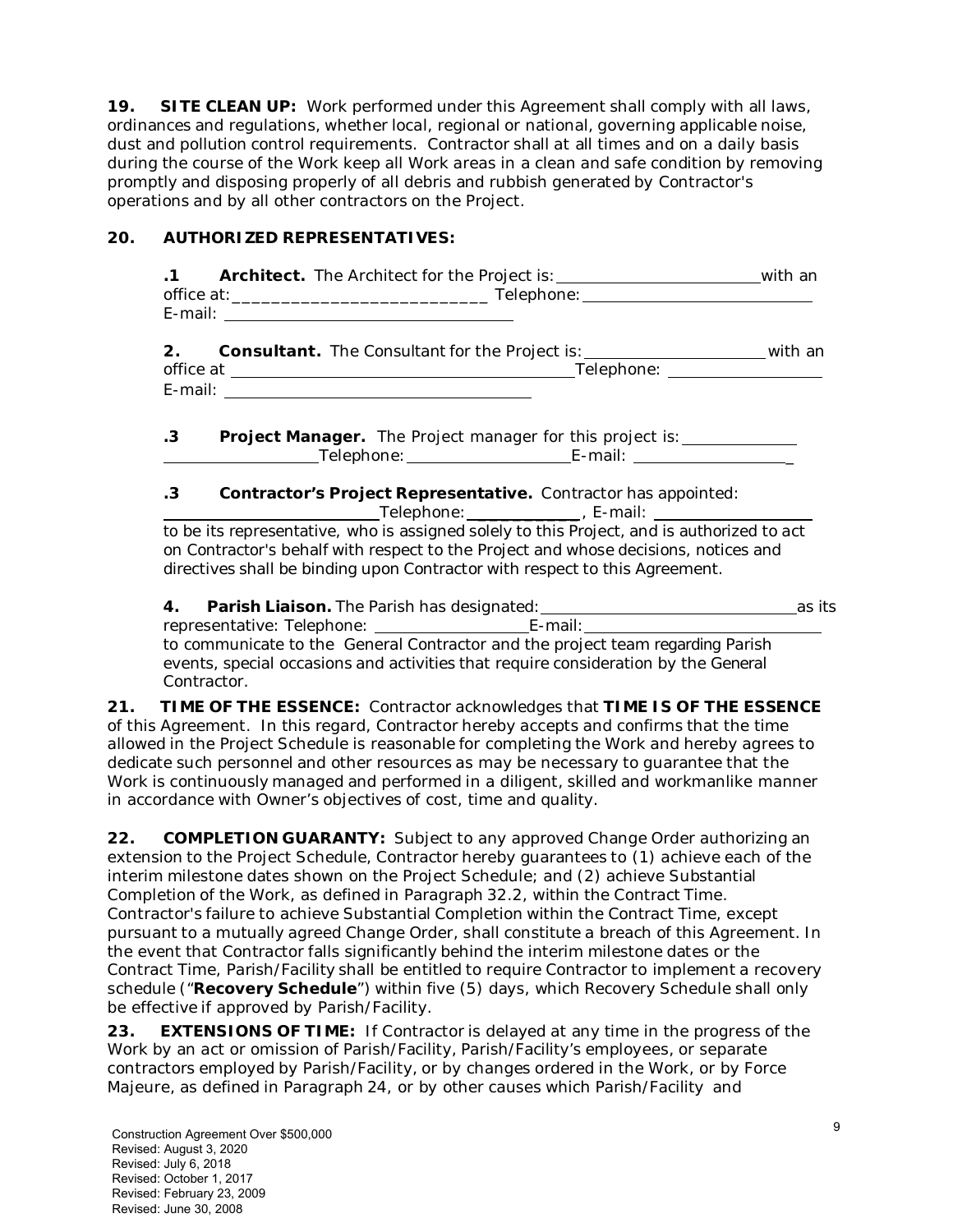**19. SITE CLEAN UP:** Work performed under this Agreement shall comply with all laws, ordinances and regulations, whether local, regional or national, governing applicable noise, dust and pollution control requirements. Contractor shall at all times and on a daily basis during the course of the Work keep all Work areas in a clean and safe condition by removing promptly and disposing properly of all debris and rubbish generated by Contractor's operations and by all other contractors on the Project.

**20. AUTHORIZED REPRESENTATIVES:**

**.1 Architect.** The Architect for the Project is: ________________________ with an office at: ____________________________ Telephone: ____________________________ E-mail: __________________________________

**2. Consultant.** The Consultant for the Project is: ______________________ with an office at ________________________________________ Telephone: __________________ E-mail: ____________________________________

**.3 Project Manager.** The Project manager for this project is: ______________ __________________ Telephone: ____________________ E-mail: ___________________

**.3 Contractor's Project Representative.** Contractor has appointed: _________________________ Telephone: _____________, E-mail: ___________________ to be its representative, who is assigned solely to this Project, and is authorized to act on Contractor's behalf with respect to the Project and whose decisions, notices and directives shall be binding upon Contractor with respect to this Agreement.

**4. Parish Liaison.** The Parish has designated: ________________________________ as its representative: Telephone: __________________ E-mail: ____________________________ to communicate to the General Contractor and the project team regarding Parish events, special occasions and activities that require consideration by the General Contractor.

**21. TIME OF THE ESSENCE:** Contractor acknowledges that **TIME IS OF THE ESSENCE** of this Agreement. In this regard, Contractor hereby accepts and confirms that the time allowed in the Project Schedule is reasonable for completing the Work and hereby agrees to dedicate such personnel and other resources as may be necessary to guarantee that the Work is continuously managed and performed in a diligent, skilled and workmanlike manner in accordance with Owner's objectives of cost, time and quality.

**22. COMPLETION GUARANTY:** Subject to any approved Change Order authorizing an extension to the Project Schedule, Contractor hereby guarantees to (1) achieve each of the interim milestone dates shown on the Project Schedule; and (2) achieve Substantial Completion of the Work, as defined in Paragraph 32.2, within the Contract Time. Contractor's failure to achieve Substantial Completion within the Contract Time, except pursuant to a mutually agreed Change Order, shall constitute a breach of this Agreement. In the event that Contractor falls significantly behind the interim milestone dates or the Contract Time, Parish/Facility shall be entitled to require Contractor to implement a recovery schedule ("**Recovery Schedule**") within five (5) days, which Recovery Schedule shall only be effective if approved by Parish/Facility.

**23. EXTENSIONS OF TIME:** If Contractor is delayed at any time in the progress of the Work by an act or omission of Parish/Facility, Parish/Facility's employees, or separate contractors employed by Parish/Facility, or by changes ordered in the Work, or by Force Majeure, as defined in Paragraph 24, or by other causes which Parish/Facility and

Construction Agreement Over $500,000
Revised: August 3, 2020
Revised: July 6, 2018
Revised: October 1, 2017
Revised: February 23, 2009
Revised: June 30, 2008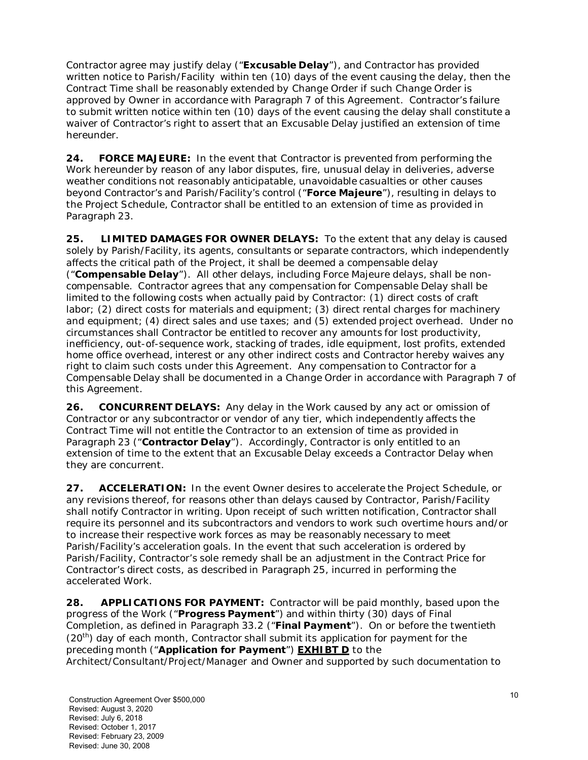Contractor agree may justify delay ("**Excusable Delay**"), and Contractor has provided written notice to Parish/Facility within ten (10) days of the event causing the delay, then the Contract Time shall be reasonably extended by Change Order if such Change Order is approved by Owner in accordance with Paragraph 7 of this Agreement. Contractor's failure to submit written notice within ten (10) days of the event causing the delay shall constitute a waiver of Contractor's right to assert that an Excusable Delay justified an extension of time hereunder.

**24. FORCE MAJEURE:** In the event that Contractor is prevented from performing the Work hereunder by reason of any labor disputes, fire, unusual delay in deliveries, adverse weather conditions not reasonably anticipatable, unavoidable casualties or other causes beyond Contractor's and Parish/Facility's control ("**Force Majeure**"), resulting in delays to the Project Schedule, Contractor shall be entitled to an extension of time as provided in Paragraph 23.

**25. LIMITED DAMAGES FOR OWNER DELAYS:** To the extent that any delay is caused solely by Parish/Facility, its agents, consultants or separate contractors, which independently affects the critical path of the Project, it shall be deemed a compensable delay ("**Compensable Delay**"). All other delays, including Force Majeure delays, shall be non-compensable. Contractor agrees that any compensation for Compensable Delay shall be limited to the following costs when actually paid by Contractor: (1) direct costs of craft labor; (2) direct costs for materials and equipment; (3) direct rental charges for machinery and equipment; (4) direct sales and use taxes; and (5) extended project overhead. Under no circumstances shall Contractor be entitled to recover any amounts for lost productivity, inefficiency, out-of-sequence work, stacking of trades, idle equipment, lost profits, extended home office overhead, interest or any other indirect costs and Contractor hereby waives any right to claim such costs under this Agreement. Any compensation to Contractor for a Compensable Delay shall be documented in a Change Order in accordance with Paragraph 7 of this Agreement.

**26. CONCURRENT DELAYS:** Any delay in the Work caused by any act or omission of Contractor or any subcontractor or vendor of any tier, which independently affects the Contract Time will not entitle the Contractor to an extension of time as provided in Paragraph 23 ("**Contractor Delay**"). Accordingly, Contractor is only entitled to an extension of time to the extent that an Excusable Delay exceeds a Contractor Delay when they are concurrent.

**27. ACCELERATION:** In the event Owner desires to accelerate the Project Schedule, or any revisions thereof, for reasons other than delays caused by Contractor, Parish/Facility shall notify Contractor in writing. Upon receipt of such written notification, Contractor shall require its personnel and its subcontractors and vendors to work such overtime hours and/or to increase their respective work forces as may be reasonably necessary to meet Parish/Facility's acceleration goals. In the event that such acceleration is ordered by Parish/Facility, Contractor's sole remedy shall be an adjustment in the Contract Price for Contractor's direct costs, as described in Paragraph 25, incurred in performing the accelerated Work.

**28. APPLICATIONS FOR PAYMENT:** Contractor will be paid monthly, based upon the progress of the Work ("**Progress Payment**") and within thirty (30) days of Final Completion, as defined in Paragraph 33.2 ("**Final Payment**"). On or before the twentieth (20th) day of each month, Contractor shall submit its application for payment for the preceding month ("**Application for Payment**") **EXHIBT D** to the Architect/Consultant/Project/Manager and Owner and supported by such documentation to

Construction Agreement Over $500,000
Revised: August 3, 2020
Revised: July 6, 2018
Revised: October 1, 2017
Revised: February 23, 2009
Revised: June 30, 2008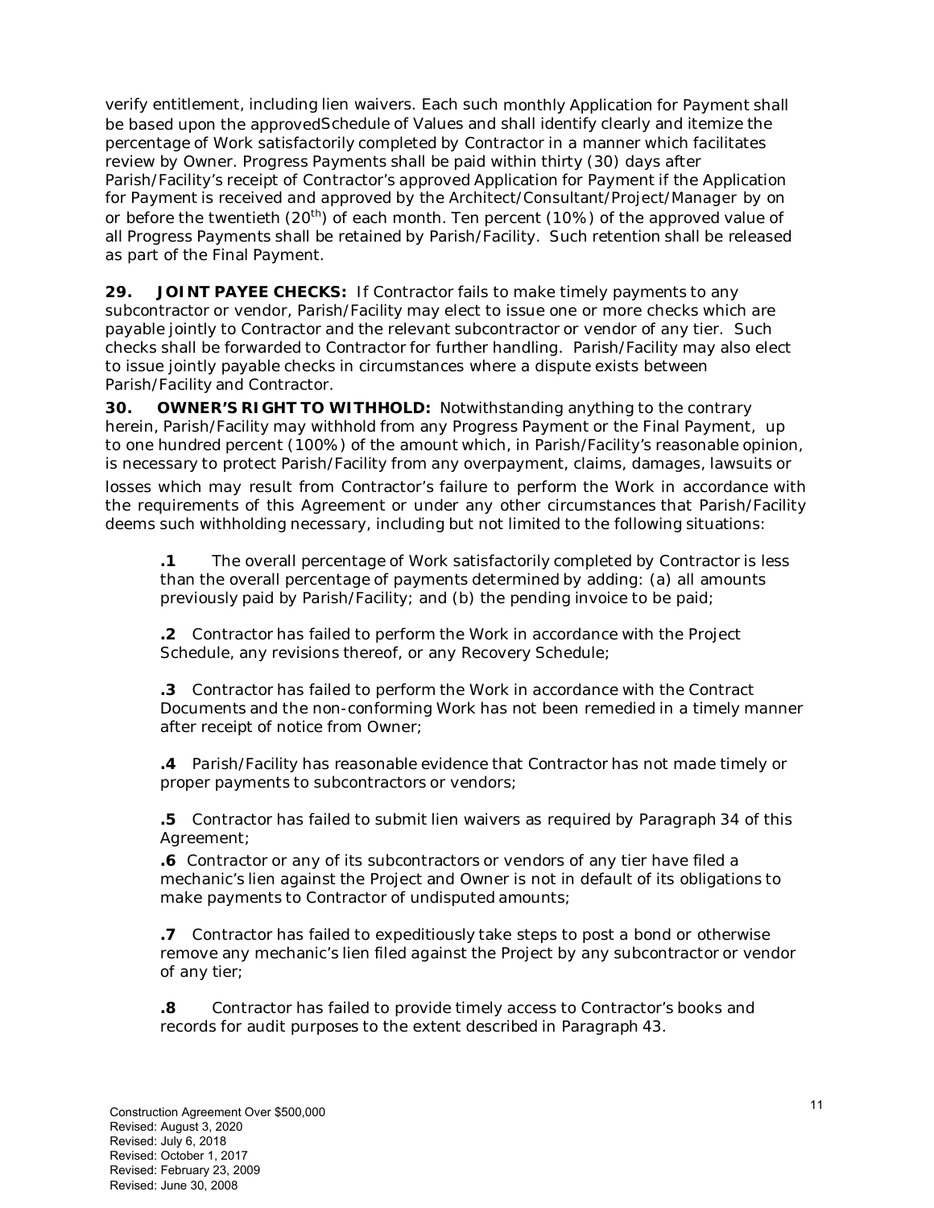verify entitlement, including lien waivers. Each such monthly Application for Payment shall be based upon the approvedSchedule of Values and shall identify clearly and itemize the percentage of Work satisfactorily completed by Contractor in a manner which facilitates review by Owner. Progress Payments shall be paid within thirty (30) days after Parish/Facility's receipt of Contractor's approved Application for Payment if the Application for Payment is received and approved by the Architect/Consultant/Project/Manager by on or before the twentieth (20[th]) of each month. Ten percent (10%) of the approved value of all Progress Payments shall be retained by Parish/Facility. Such retention shall be released as part of the Final Payment.

**29. JOINT PAYEE CHECKS:** If Contractor fails to make timely payments to any subcontractor or vendor, Parish/Facility may elect to issue one or more checks which are payable jointly to Contractor and the relevant subcontractor or vendor of any tier. Such checks shall be forwarded to Contractor for further handling. Parish/Facility may also elect to issue jointly payable checks in circumstances where a dispute exists between Parish/Facility and Contractor.

**30. OWNER'S RIGHT TO WITHHOLD:** Notwithstanding anything to the contrary herein, Parish/Facility may withhold from any Progress Payment or the Final Payment, up to one hundred percent (100%) of the amount which, in Parish/Facility's reasonable opinion, is necessary to protect Parish/Facility from any overpayment, claims, damages, lawsuits or losses which may result from Contractor's failure to perform the Work in accordance with the requirements of this Agreement or under any other circumstances that Parish/Facility deems such withholding necessary, including but not limited to the following situations:

**.1** The overall percentage of Work satisfactorily completed by Contractor is less than the overall percentage of payments determined by adding: (a) all amounts previously paid by Parish/Facility; and (b) the pending invoice to be paid;

**.2** Contractor has failed to perform the Work in accordance with the Project Schedule, any revisions thereof, or any Recovery Schedule;

**.3** Contractor has failed to perform the Work in accordance with the Contract Documents and the non-conforming Work has not been remedied in a timely manner after receipt of notice from Owner;

**.4** Parish/Facility has reasonable evidence that Contractor has not made timely or proper payments to subcontractors or vendors;

**.5** Contractor has failed to submit lien waivers as required by Paragraph 34 of this Agreement;

**.6** Contractor or any of its subcontractors or vendors of any tier have filed a mechanic's lien against the Project and Owner is not in default of its obligations to make payments to Contractor of undisputed amounts;

**.7** Contractor has failed to expeditiously take steps to post a bond or otherwise remove any mechanic's lien filed against the Project by any subcontractor or vendor of any tier;

**.8** Contractor has failed to provide timely access to Contractor's books and records for audit purposes to the extent described in Paragraph 43.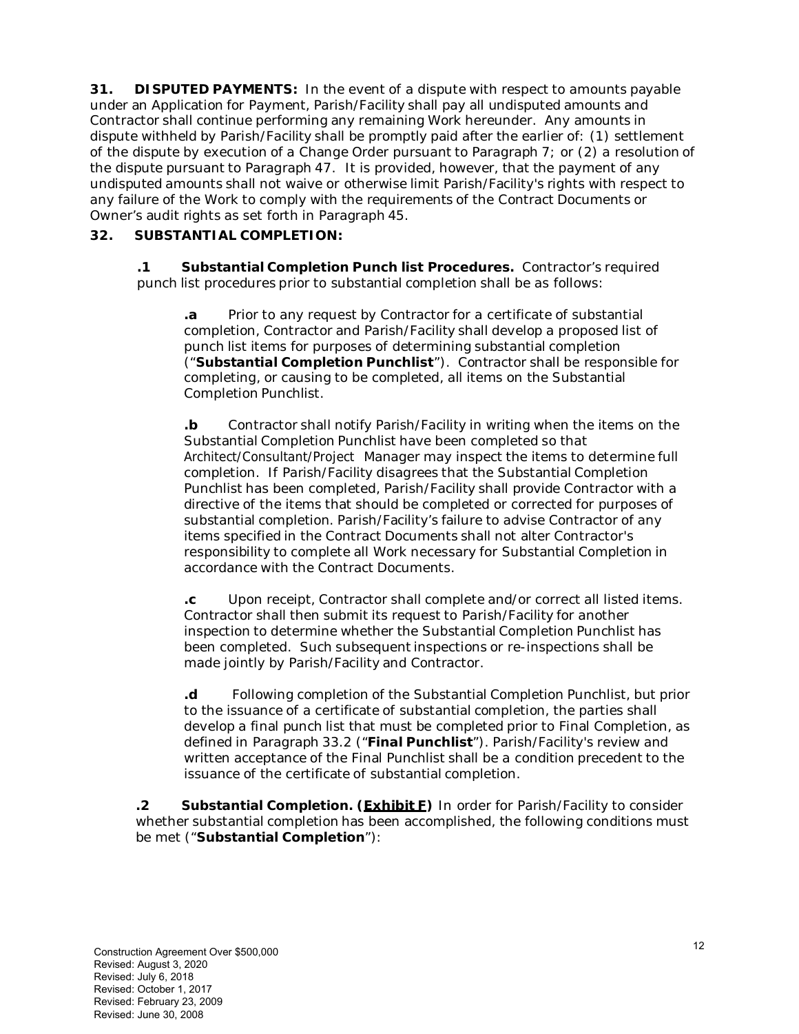**31. DISPUTED PAYMENTS:** In the event of a dispute with respect to amounts payable under an Application for Payment, Parish/Facility shall pay all undisputed amounts and Contractor shall continue performing any remaining Work hereunder. Any amounts in dispute withheld by Parish/Facility shall be promptly paid after the earlier of: (1) settlement of the dispute by execution of a Change Order pursuant to Paragraph 7; or (2) a resolution of the dispute pursuant to Paragraph 47. It is provided, however, that the payment of any undisputed amounts shall not waive or otherwise limit Parish/Facility's rights with respect to any failure of the Work to comply with the requirements of the Contract Documents or Owner's audit rights as set forth in Paragraph 45.

**32. SUBSTANTIAL COMPLETION:**

**.1 Substantial Completion Punch list Procedures.** Contractor's required punch list procedures prior to substantial completion shall be as follows:

**.a** Prior to any request by Contractor for a certificate of substantial completion, Contractor and Parish/Facility shall develop a proposed list of punch list items for purposes of determining substantial completion ("**Substantial Completion Punchlist**"). Contractor shall be responsible for completing, or causing to be completed, all items on the Substantial Completion Punchlist.

**.b** Contractor shall notify Parish/Facility in writing when the items on the Substantial Completion Punchlist have been completed so that Architect/Consultant/Project Manager may inspect the items to determine full completion. If Parish/Facility disagrees that the Substantial Completion Punchlist has been completed, Parish/Facility shall provide Contractor with a directive of the items that should be completed or corrected for purposes of substantial completion. Parish/Facility's failure to advise Contractor of any items specified in the Contract Documents shall not alter Contractor's responsibility to complete all Work necessary for Substantial Completion in accordance with the Contract Documents.

**.c** Upon receipt, Contractor shall complete and/or correct all listed items. Contractor shall then submit its request to Parish/Facility for another inspection to determine whether the Substantial Completion Punchlist has been completed. Such subsequent inspections or re-inspections shall be made jointly by Parish/Facility and Contractor.

**.d** Following completion of the Substantial Completion Punchlist, but prior to the issuance of a certificate of substantial completion, the parties shall develop a final punch list that must be completed prior to Final Completion, as defined in Paragraph 33.2 ("**Final Punchlist**"). Parish/Facility's review and written acceptance of the Final Punchlist shall be a condition precedent to the issuance of the certificate of substantial completion.

**.2 Substantial Completion. (<u>Exhibit F</u>)** In order for Parish/Facility to consider whether substantial completion has been accomplished, the following conditions must be met ("**Substantial Completion**"):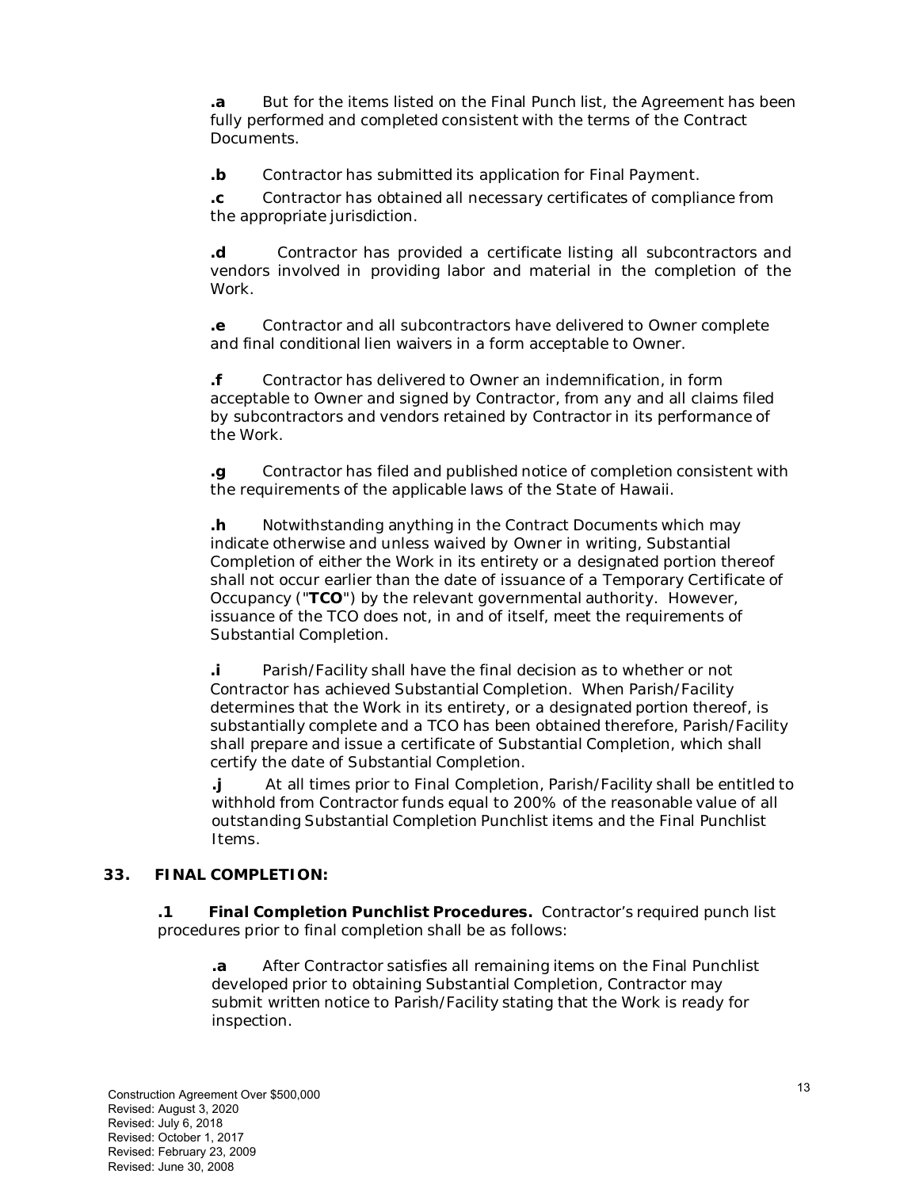**.a** But for the items listed on the Final Punch list, the Agreement has been fully performed and completed consistent with the terms of the Contract Documents.

**.b** Contractor has submitted its application for Final Payment.

**.c** Contractor has obtained all necessary certificates of compliance from the appropriate jurisdiction.

**.d** Contractor has provided a certificate listing all subcontractors and vendors involved in providing labor and material in the completion of the Work.

**.e** Contractor and all subcontractors have delivered to Owner complete and final conditional lien waivers in a form acceptable to Owner.

**.f** Contractor has delivered to Owner an indemnification, in form acceptable to Owner and signed by Contractor, from any and all claims filed by subcontractors and vendors retained by Contractor in its performance of the Work.

**.g** Contractor has filed and published notice of completion consistent with the requirements of the applicable laws of the State of Hawaii.

**.h** Notwithstanding anything in the Contract Documents which may indicate otherwise and unless waived by Owner in writing, Substantial Completion of either the Work in its entirety or a designated portion thereof shall not occur earlier than the date of issuance of a Temporary Certificate of Occupancy ("**TCO**") by the relevant governmental authority. However, issuance of the TCO does not, in and of itself, meet the requirements of Substantial Completion.

**.i** Parish/Facility shall have the final decision as to whether or not Contractor has achieved Substantial Completion. When Parish/Facility determines that the Work in its entirety, or a designated portion thereof, is substantially complete and a TCO has been obtained therefore, Parish/Facility shall prepare and issue a certificate of Substantial Completion, which shall certify the date of Substantial Completion.

**.j** At all times prior to Final Completion, Parish/Facility shall be entitled to withhold from Contractor funds equal to 200% of the reasonable value of all outstanding Substantial Completion Punchlist items and the Final Punchlist Items.

## 33. FINAL COMPLETION:

**.1 Final Completion Punchlist Procedures.** Contractor's required punch list procedures prior to final completion shall be as follows:

**.a** After Contractor satisfies all remaining items on the Final Punchlist developed prior to obtaining Substantial Completion, Contractor may submit written notice to Parish/Facility stating that the Work is ready for inspection.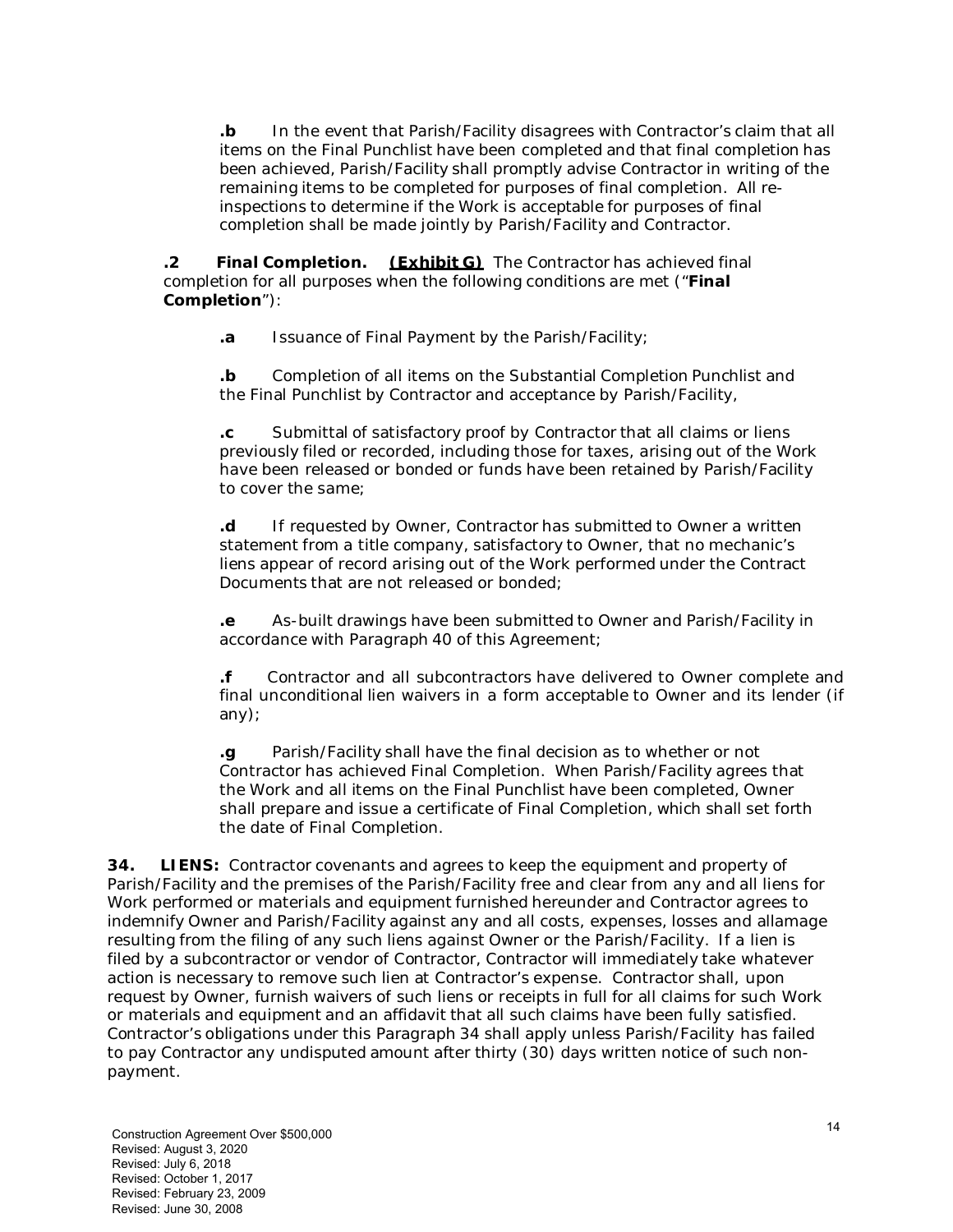**.b** In the event that Parish/Facility disagrees with Contractor's claim that all items on the Final Punchlist have been completed and that final completion has been achieved, Parish/Facility shall promptly advise Contractor in writing of the remaining items to be completed for purposes of final completion. All re-inspections to determine if the Work is acceptable for purposes of final completion shall be made jointly by Parish/Facility and Contractor.

**.2 Final Completion.** **(Exhibit G)** The Contractor has achieved final completion for all purposes when the following conditions are met ("**Final Completion**"):

**.a** Issuance of Final Payment by the Parish/Facility;

**.b** Completion of all items on the Substantial Completion Punchlist and the Final Punchlist by Contractor and acceptance by Parish/Facility,

**.c** Submittal of satisfactory proof by Contractor that all claims or liens previously filed or recorded, including those for taxes, arising out of the Work have been released or bonded or funds have been retained by Parish/Facility to cover the same;

**.d** If requested by Owner, Contractor has submitted to Owner a written statement from a title company, satisfactory to Owner, that no mechanic's liens appear of record arising out of the Work performed under the Contract Documents that are not released or bonded;

**.e** As-built drawings have been submitted to Owner and Parish/Facility in accordance with Paragraph 40 of this Agreement;

**.f** Contractor and all subcontractors have delivered to Owner complete and final unconditional lien waivers in a form acceptable to Owner and its lender (if any);

**.g** Parish/Facility shall have the final decision as to whether or not Contractor has achieved Final Completion. When Parish/Facility agrees that the Work and all items on the Final Punchlist have been completed, Owner shall prepare and issue a certificate of Final Completion, which shall set forth the date of Final Completion.

**34. LIENS:** Contractor covenants and agrees to keep the equipment and property of Parish/Facility and the premises of the Parish/Facility free and clear from any and all liens for Work performed or materials and equipment furnished hereunder and Contractor agrees to indemnify Owner and Parish/Facility against any and all costs, expenses, losses and allamage resulting from the filing of any such liens against Owner or the Parish/Facility. If a lien is filed by a subcontractor or vendor of Contractor, Contractor will immediately take whatever action is necessary to remove such lien at Contractor's expense. Contractor shall, upon request by Owner, furnish waivers of such liens or receipts in full for all claims for such Work or materials and equipment and an affidavit that all such claims have been fully satisfied. Contractor's obligations under this Paragraph 34 shall apply unless Parish/Facility has failed to pay Contractor any undisputed amount after thirty (30) days written notice of such non-payment.

Construction Agreement Over $500,000
Revised: August 3, 2020
Revised: July 6, 2018
Revised: October 1, 2017
Revised: February 23, 2009
Revised: June 30, 2008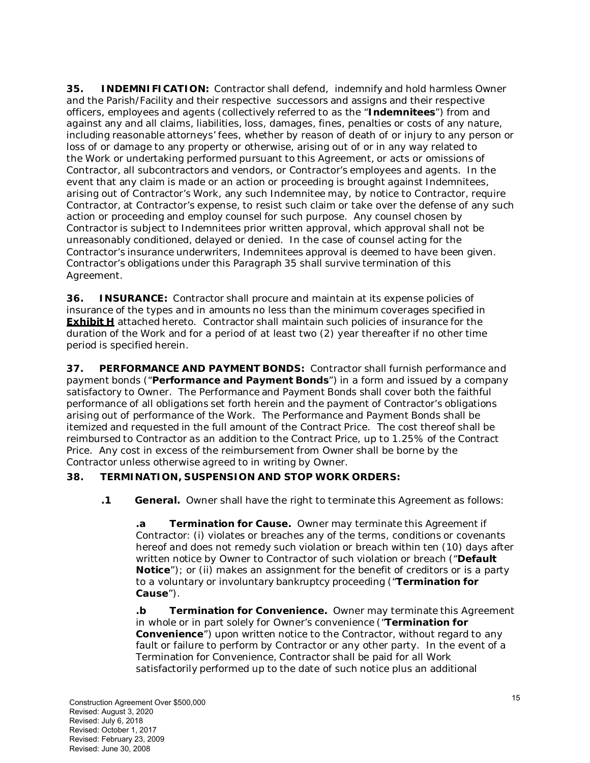**35. INDEMNIFICATION:** Contractor shall defend, indemnify and hold harmless Owner and the Parish/Facility and their respective successors and assigns and their respective officers, employees and agents (collectively referred to as the "**Indemnitees**") from and against any and all claims, liabilities, loss, damages, fines, penalties or costs of any nature, including reasonable attorneys' fees, whether by reason of death of or injury to any person or loss of or damage to any property or otherwise, arising out of or in any way related to the Work or undertaking performed pursuant to this Agreement, or acts or omissions of Contractor, all subcontractors and vendors, or Contractor's employees and agents. In the event that any claim is made or an action or proceeding is brought against Indemnitees, arising out of Contractor's Work, any such Indemnitee may, by notice to Contractor, require Contractor, at Contractor's expense, to resist such claim or take over the defense of any such action or proceeding and employ counsel for such purpose. Any counsel chosen by Contractor is subject to Indemnitees prior written approval, which approval shall not be unreasonably conditioned, delayed or denied. In the case of counsel acting for the Contractor's insurance underwriters, Indemnitees approval is deemed to have been given. Contractor's obligations under this Paragraph 35 shall survive termination of this Agreement.

**36. INSURANCE:** Contractor shall procure and maintain at its expense policies of insurance of the types and in amounts no less than the minimum coverages specified in **Exhibit H** attached hereto. Contractor shall maintain such policies of insurance for the duration of the Work and for a period of at least two (2) year thereafter if no other time period is specified herein.

**37. PERFORMANCE AND PAYMENT BONDS:** Contractor shall furnish performance and payment bonds ("**Performance and Payment Bonds**") in a form and issued by a company satisfactory to Owner. The Performance and Payment Bonds shall cover both the faithful performance of all obligations set forth herein and the payment of Contractor's obligations arising out of performance of the Work. The Performance and Payment Bonds shall be itemized and requested in the full amount of the Contract Price. The cost thereof shall be reimbursed to Contractor as an addition to the Contract Price, up to 1.25% of the Contract Price. Any cost in excess of the reimbursement from Owner shall be borne by the Contractor unless otherwise agreed to in writing by Owner.

**38. TERMINATION, SUSPENSION AND STOP WORK ORDERS:**

**.1 General.** Owner shall have the right to terminate this Agreement as follows:

**.a Termination for Cause.** Owner may terminate this Agreement if Contractor: (i) violates or breaches any of the terms, conditions or covenants hereof and does not remedy such violation or breach within ten (10) days after written notice by Owner to Contractor of such violation or breach ("**Default Notice**"); or (ii) makes an assignment for the benefit of creditors or is a party to a voluntary or involuntary bankruptcy proceeding ("**Termination for Cause**").

**.b Termination for Convenience.** Owner may terminate this Agreement in whole or in part solely for Owner's convenience ("**Termination for Convenience**") upon written notice to the Contractor, without regard to any fault or failure to perform by Contractor or any other party. In the event of a Termination for Convenience, Contractor shall be paid for all Work satisfactorily performed up to the date of such notice plus an additional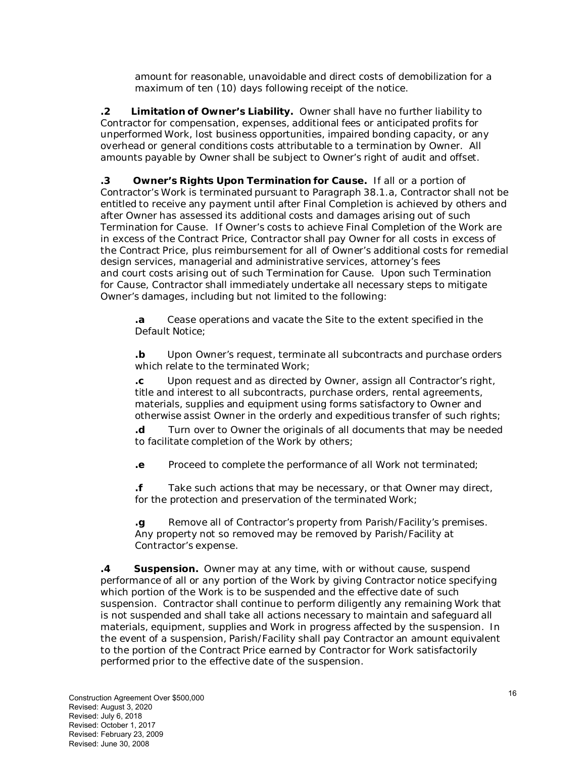amount for reasonable, unavoidable and direct costs of demobilization for a maximum of ten (10) days following receipt of the notice.

**.2 Limitation of Owner's Liability.** Owner shall have no further liability to Contractor for compensation, expenses, additional fees or anticipated profits for unperformed Work, lost business opportunities, impaired bonding capacity, or any overhead or general conditions costs attributable to a termination by Owner. All amounts payable by Owner shall be subject to Owner's right of audit and offset.

**.3 Owner's Rights Upon Termination for Cause.** If all or a portion of Contractor's Work is terminated pursuant to Paragraph 38.1.a, Contractor shall not be entitled to receive any payment until after Final Completion is achieved by others and after Owner has assessed its additional costs and damages arising out of such Termination for Cause. If Owner's costs to achieve Final Completion of the Work are in excess of the Contract Price, Contractor shall pay Owner for all costs in excess of the Contract Price, plus reimbursement for all of Owner's additional costs for remedial design services, managerial and administrative services, attorney's fees and court costs arising out of such Termination for Cause. Upon such Termination for Cause, Contractor shall immediately undertake all necessary steps to mitigate Owner's damages, including but not limited to the following:

**.a** Cease operations and vacate the Site to the extent specified in the Default Notice;

**.b** Upon Owner's request, terminate all subcontracts and purchase orders which relate to the terminated Work;

**.c** Upon request and as directed by Owner, assign all Contractor's right, title and interest to all subcontracts, purchase orders, rental agreements, materials, supplies and equipment using forms satisfactory to Owner and otherwise assist Owner in the orderly and expeditious transfer of such rights;

**.d** Turn over to Owner the originals of all documents that may be needed to facilitate completion of the Work by others;

**.e** Proceed to complete the performance of all Work not terminated;

**.f** Take such actions that may be necessary, or that Owner may direct, for the protection and preservation of the terminated Work;

**.g** Remove all of Contractor's property from Parish/Facility's premises. Any property not so removed may be removed by Parish/Facility at Contractor's expense.

**.4 Suspension.** Owner may at any time, with or without cause, suspend performance of all or any portion of the Work by giving Contractor notice specifying which portion of the Work is to be suspended and the effective date of such suspension. Contractor shall continue to perform diligently any remaining Work that is not suspended and shall take all actions necessary to maintain and safeguard all materials, equipment, supplies and Work in progress affected by the suspension. In the event of a suspension, Parish/Facility shall pay Contractor an amount equivalent to the portion of the Contract Price earned by Contractor for Work satisfactorily performed prior to the effective date of the suspension.

Construction Agreement Over $500,000
Revised: August 3, 2020
Revised: July 6, 2018
Revised: October 1, 2017
Revised: February 23, 2009
Revised: June 30, 2008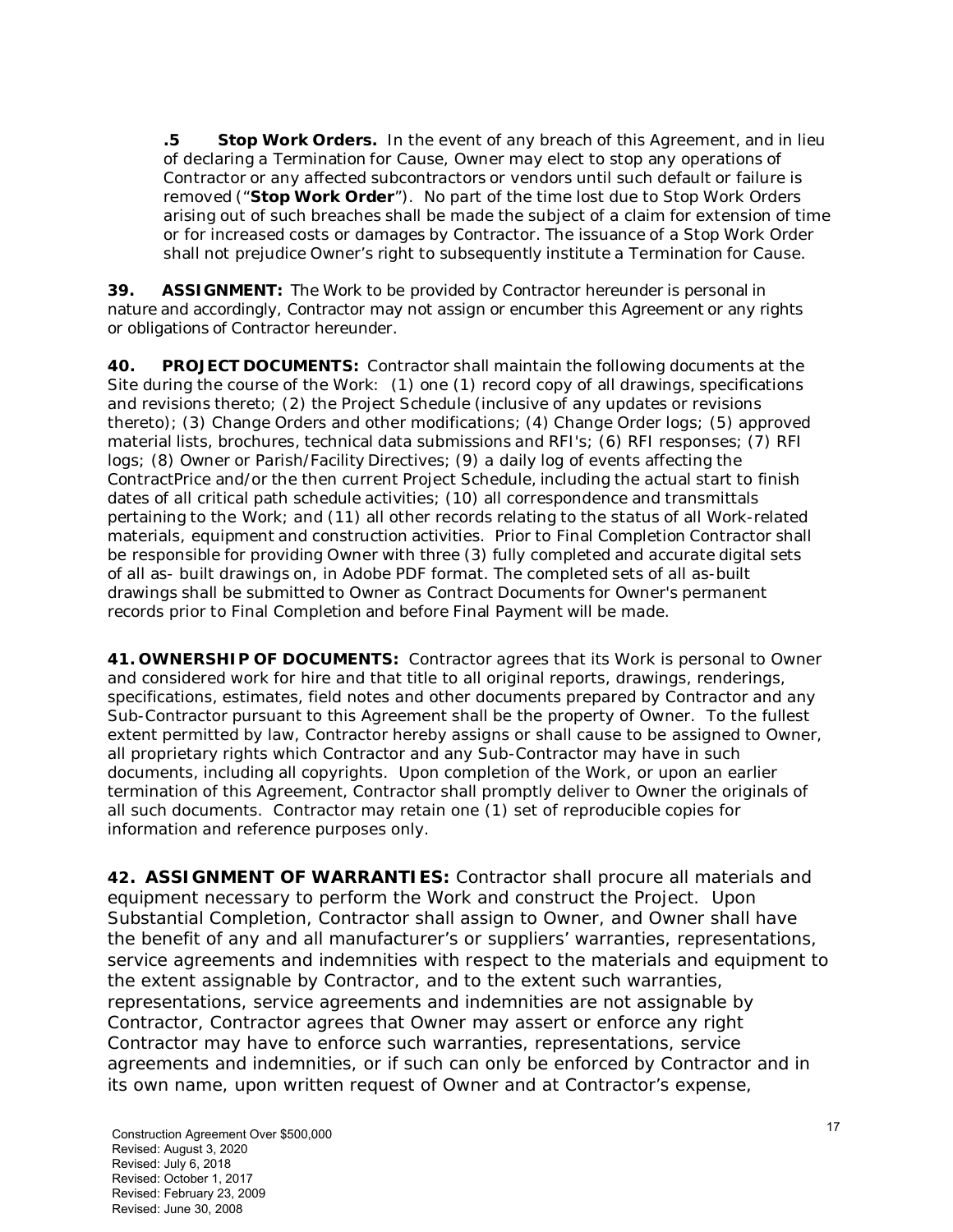**.5 Stop Work Orders.** In the event of any breach of this Agreement, and in lieu of declaring a Termination for Cause, Owner may elect to stop any operations of Contractor or any affected subcontractors or vendors until such default or failure is removed ("**Stop Work Order**"). No part of the time lost due to Stop Work Orders arising out of such breaches shall be made the subject of a claim for extension of time or for increased costs or damages by Contractor. The issuance of a Stop Work Order shall not prejudice Owner's right to subsequently institute a Termination for Cause.

**39. ASSIGNMENT:** The Work to be provided by Contractor hereunder is personal in nature and accordingly, Contractor may not assign or encumber this Agreement or any rights or obligations of Contractor hereunder.

**40. PROJECT DOCUMENTS:** Contractor shall maintain the following documents at the Site during the course of the Work: (1) one (1) record copy of all drawings, specifications and revisions thereto; (2) the Project Schedule (inclusive of any updates or revisions thereto); (3) Change Orders and other modifications; (4) Change Order logs; (5) approved material lists, brochures, technical data submissions and RFI's; (6) RFI responses; (7) RFI logs; (8) Owner or Parish/Facility Directives; (9) a daily log of events affecting the ContractPrice and/or the then current Project Schedule, including the actual start to finish dates of all critical path schedule activities; (10) all correspondence and transmittals pertaining to the Work; and (11) all other records relating to the status of all Work-related materials, equipment and construction activities. Prior to Final Completion Contractor shall be responsible for providing Owner with three (3) fully completed and accurate digital sets of all as- built drawings on, in Adobe PDF format. The completed sets of all as-built drawings shall be submitted to Owner as Contract Documents for Owner's permanent records prior to Final Completion and before Final Payment will be made.

**41. OWNERSHIP OF DOCUMENTS:** Contractor agrees that its Work is personal to Owner and considered work for hire and that title to all original reports, drawings, renderings, specifications, estimates, field notes and other documents prepared by Contractor and any Sub-Contractor pursuant to this Agreement shall be the property of Owner. To the fullest extent permitted by law, Contractor hereby assigns or shall cause to be assigned to Owner, all proprietary rights which Contractor and any Sub-Contractor may have in such documents, including all copyrights. Upon completion of the Work, or upon an earlier termination of this Agreement, Contractor shall promptly deliver to Owner the originals of all such documents. Contractor may retain one (1) set of reproducible copies for information and reference purposes only.

**42. ASSIGNMENT OF WARRANTIES:** Contractor shall procure all materials and equipment necessary to perform the Work and construct the Project. Upon Substantial Completion, Contractor shall assign to Owner, and Owner shall have the benefit of any and all manufacturer's or suppliers' warranties, representations, service agreements and indemnities with respect to the materials and equipment to the extent assignable by Contractor, and to the extent such warranties, representations, service agreements and indemnities are not assignable by Contractor, Contractor agrees that Owner may assert or enforce any right Contractor may have to enforce such warranties, representations, service agreements and indemnities, or if such can only be enforced by Contractor and in its own name, upon written request of Owner and at Contractor's expense,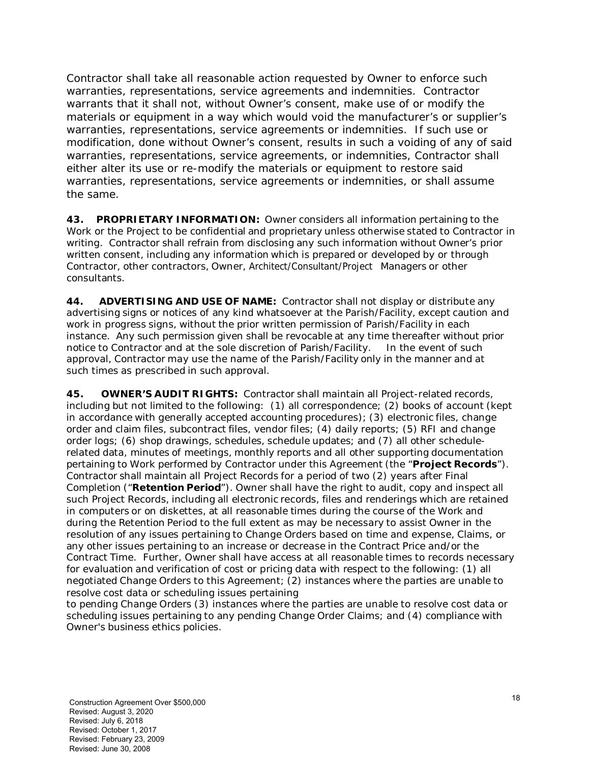Contractor shall take all reasonable action requested by Owner to enforce such warranties, representations, service agreements and indemnities. Contractor warrants that it shall not, without Owner's consent, make use of or modify the materials or equipment in a way which would void the manufacturer's or supplier's warranties, representations, service agreements or indemnities. If such use or modification, done without Owner's consent, results in such a voiding of any of said warranties, representations, service agreements, or indemnities, Contractor shall either alter its use or re-modify the materials or equipment to restore said warranties, representations, service agreements or indemnities, or shall assume the same.

**43. PROPRIETARY INFORMATION:** Owner considers all information pertaining to the Work or the Project to be confidential and proprietary unless otherwise stated to Contractor in writing. Contractor shall refrain from disclosing any such information without Owner's prior written consent, including any information which is prepared or developed by or through Contractor, other contractors, Owner, Architect/Consultant/Project Managers or other consultants.

**44. ADVERTISING AND USE OF NAME:** Contractor shall not display or distribute any advertising signs or notices of any kind whatsoever at the Parish/Facility, except caution and work in progress signs, without the prior written permission of Parish/Facility in each instance. Any such permission given shall be revocable at any time thereafter without prior notice to Contractor and at the sole discretion of Parish/Facility. In the event of such approval, Contractor may use the name of the Parish/Facility only in the manner and at such times as prescribed in such approval.

**45. OWNER'S AUDIT RIGHTS:** Contractor shall maintain all Project-related records, including but not limited to the following: (1) all correspondence; (2) books of account (kept in accordance with generally accepted accounting procedures); (3) electronic files, change order and claim files, subcontract files, vendor files; (4) daily reports; (5) RFI and change order logs; (6) shop drawings, schedules, schedule updates; and (7) all other schedule-related data, minutes of meetings, monthly reports and all other supporting documentation pertaining to Work performed by Contractor under this Agreement (the "**Project Records**"). Contractor shall maintain all Project Records for a period of two (2) years after Final Completion ("**Retention Period**"). Owner shall have the right to audit, copy and inspect all such Project Records, including all electronic records, files and renderings which are retained in computers or on diskettes, at all reasonable times during the course of the Work and during the Retention Period to the full extent as may be necessary to assist Owner in the resolution of any issues pertaining to Change Orders based on time and expense, Claims, or any other issues pertaining to an increase or decrease in the Contract Price and/or the Contract Time. Further, Owner shall have access at all reasonable times to records necessary for evaluation and verification of cost or pricing data with respect to the following: (1) all negotiated Change Orders to this Agreement; (2) instances where the parties are unable to resolve cost data or scheduling issues pertaining to pending Change Orders (3) instances where the parties are unable to resolve cost data or scheduling issues pertaining to any pending Change Order Claims; and (4) compliance with Owner's business ethics policies.

Construction Agreement Over $500,000
Revised: August 3, 2020
Revised: July 6, 2018
Revised: October 1, 2017
Revised: February 23, 2009
Revised: June 30, 2008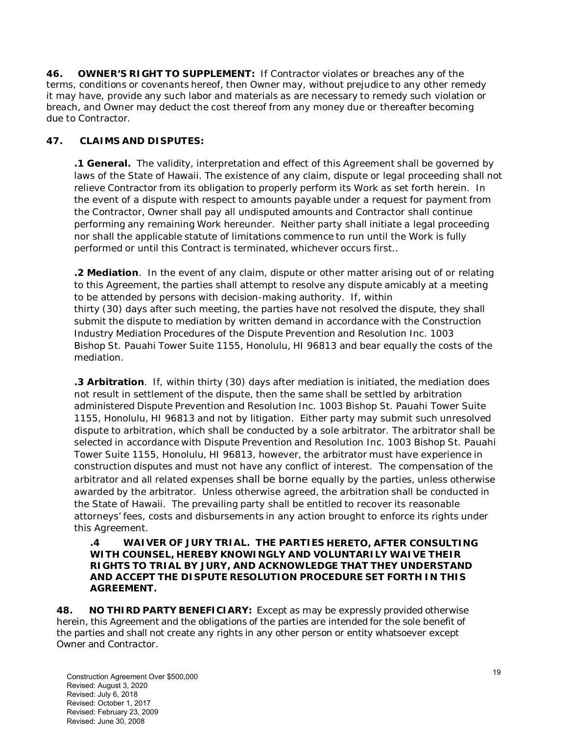**46. OWNER'S RIGHT TO SUPPLEMENT:** If Contractor violates or breaches any of the terms, conditions or covenants hereof, then Owner may, without prejudice to any other remedy it may have, provide any such labor and materials as are necessary to remedy such violation or breach, and Owner may deduct the cost thereof from any money due or thereafter becoming due to Contractor.

**47. CLAIMS AND DISPUTES:**

**.1 General.** The validity, interpretation and effect of this Agreement shall be governed by laws of the State of Hawaii. The existence of any claim, dispute or legal proceeding shall not relieve Contractor from its obligation to properly perform its Work as set forth herein. In the event of a dispute with respect to amounts payable under a request for payment from the Contractor, Owner shall pay all undisputed amounts and Contractor shall continue performing any remaining Work hereunder. Neither party shall initiate a legal proceeding nor shall the applicable statute of limitations commence to run until the Work is fully performed or until this Contract is terminated, whichever occurs first..

**.2 Mediation**. In the event of any claim, dispute or other matter arising out of or relating to this Agreement, the parties shall attempt to resolve any dispute amicably at a meeting to be attended by persons with decision-making authority. If, within thirty (30) days after such meeting, the parties have not resolved the dispute, they shall submit the dispute to mediation by written demand in accordance with the Construction Industry Mediation Procedures of the Dispute Prevention and Resolution Inc. 1003 Bishop St. Pauahi Tower Suite 1155, Honolulu, HI 96813 and bear equally the costs of the mediation.

**.3 Arbitration**. If, within thirty (30) days after mediation is initiated, the mediation does not result in settlement of the dispute, then the same shall be settled by arbitration administered Dispute Prevention and Resolution Inc. 1003 Bishop St. Pauahi Tower Suite 1155, Honolulu, HI 96813 and not by litigation. Either party may submit such unresolved dispute to arbitration, which shall be conducted by a sole arbitrator. The arbitrator shall be selected in accordance with Dispute Prevention and Resolution Inc. 1003 Bishop St. Pauahi Tower Suite 1155, Honolulu, HI 96813, however, the arbitrator must have experience in construction disputes and must not have any conflict of interest. The compensation of the arbitrator and all related expenses shall be borne equally by the parties, unless otherwise awarded by the arbitrator. Unless otherwise agreed, the arbitration shall be conducted in the State of Hawaii. The prevailing party shall be entitled to recover its reasonable attorneys' fees, costs and disbursements in any action brought to enforce its rights under this Agreement.

**.4 WAIVER OF JURY TRIAL. THE PARTIES HERETO, AFTER CONSULTING WITH COUNSEL, HEREBY KNOWINGLY AND VOLUNTARILY WAIVE THEIR RIGHTS TO TRIAL BY JURY, AND ACKNOWLEDGE THAT THEY UNDERSTAND AND ACCEPT THE DISPUTE RESOLUTION PROCEDURE SET FORTH IN THIS AGREEMENT.**

**48. NO THIRD PARTY BENEFICIARY:** Except as may be expressly provided otherwise herein, this Agreement and the obligations of the parties are intended for the sole benefit of the parties and shall not create any rights in any other person or entity whatsoever except Owner and Contractor.

Construction Agreement Over $500,000
Revised: August 3, 2020
Revised: July 6, 2018
Revised: October 1, 2017
Revised: February 23, 2009
Revised: June 30, 2008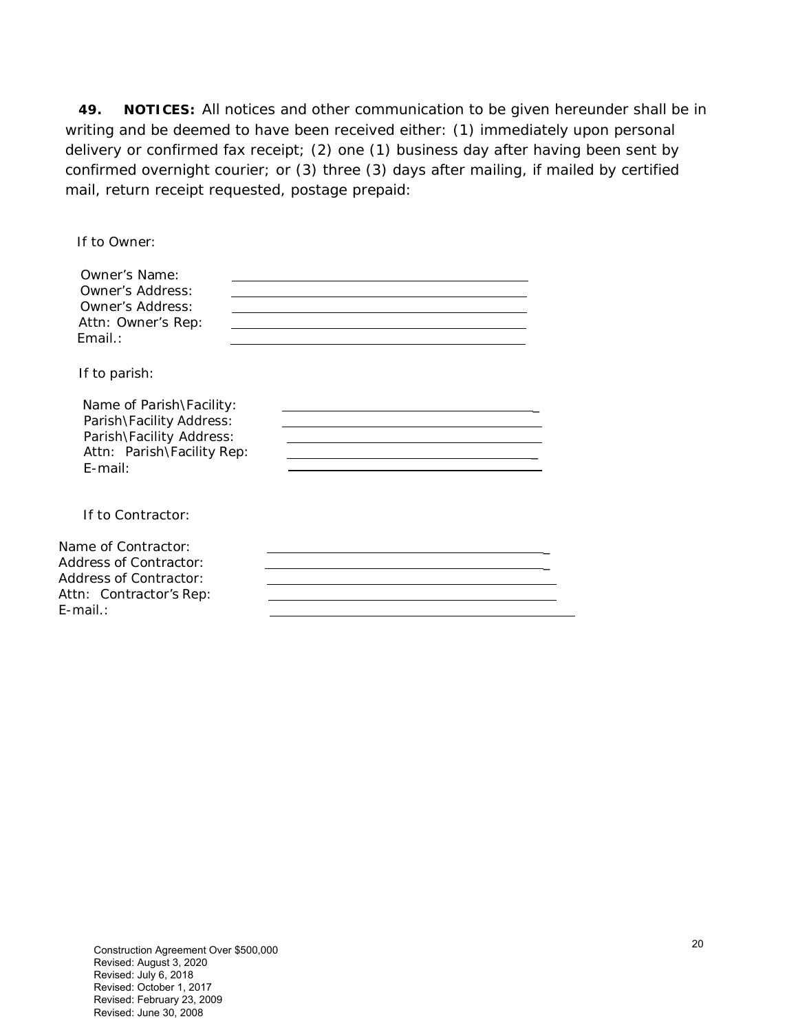**49. NOTICES:** All notices and other communication to be given hereunder shall be in writing and be deemed to have been received either: (1) immediately upon personal delivery or confirmed fax receipt; (2) one (1) business day after having been sent by confirmed overnight courier; or (3) three (3) days after mailing, if mailed by certified mail, return receipt requested, postage prepaid:

If to Owner:

Owner's Name: ______________________________
Owner's Address: ______________________________
Owner's Address: ______________________________
Attn: Owner's Rep: ______________________________
Email.: ______________________________

If to parish:

Name of Parish\Facility: ______________________________
Parish\Facility Address: ______________________________
Parish\Facility Address: ______________________________
Attn: Parish\Facility Rep: ______________________________
E-mail: ______________________________

If to Contractor:

Name of Contractor: ______________________________
Address of Contractor: ______________________________
Address of Contractor: ______________________________
Attn: Contractor's Rep: ______________________________
E-mail.: ______________________________

Construction Agreement Over $500,000
Revised: August 3, 2020
Revised: July 6, 2018
Revised: October 1, 2017
Revised: February 23, 2009
Revised: June 30, 2008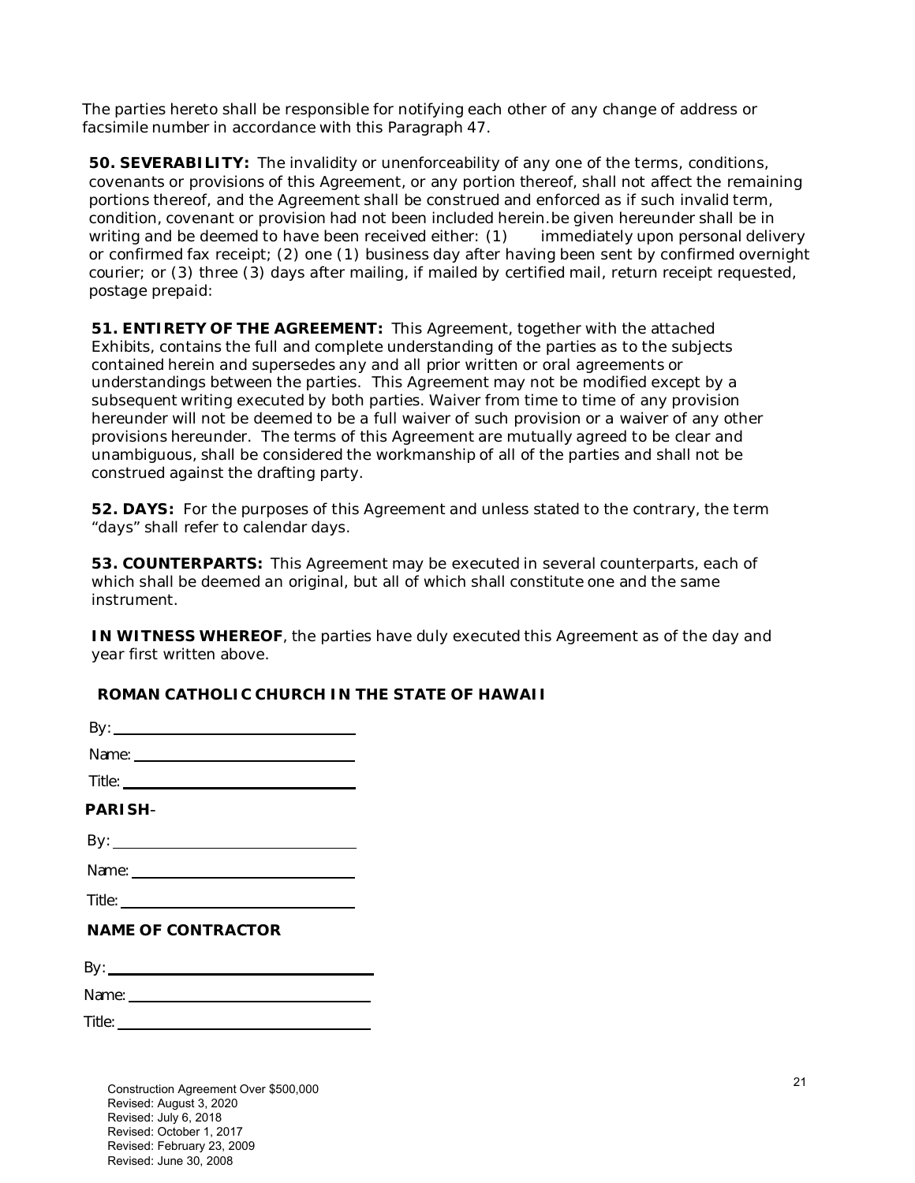The parties hereto shall be responsible for notifying each other of any change of address or facsimile number in accordance with this Paragraph 47.

**50. SEVERABILITY:** The invalidity or unenforceability of any one of the terms, conditions, covenants or provisions of this Agreement, or any portion thereof, shall not affect the remaining portions thereof, and the Agreement shall be construed and enforced as if such invalid term, condition, covenant or provision had not been included herein.be given hereunder shall be in writing and be deemed to have been received either: (1) immediately upon personal delivery or confirmed fax receipt; (2) one (1) business day after having been sent by confirmed overnight courier; or (3) three (3) days after mailing, if mailed by certified mail, return receipt requested, postage prepaid:

**51. ENTIRETY OF THE AGREEMENT:** This Agreement, together with the attached Exhibits, contains the full and complete understanding of the parties as to the subjects contained herein and supersedes any and all prior written or oral agreements or understandings between the parties. This Agreement may not be modified except by a subsequent writing executed by both parties. Waiver from time to time of any provision hereunder will not be deemed to be a full waiver of such provision or a waiver of any other provisions hereunder. The terms of this Agreement are mutually agreed to be clear and unambiguous, shall be considered the workmanship of all of the parties and shall not be construed against the drafting party.

**52. DAYS:** For the purposes of this Agreement and unless stated to the contrary, the term "days" shall refer to calendar days.

**53. COUNTERPARTS:** This Agreement may be executed in several counterparts, each of which shall be deemed an original, but all of which shall constitute one and the same instrument.

**IN WITNESS WHEREOF**, the parties have duly executed this Agreement as of the day and year first written above.

**ROMAN CATHOLIC CHURCH IN THE STATE OF HAWAII**

By: ______________________________

Name: ______________________________

Title: ______________________________

**PARISH**-

By: ______________________________

Name: ______________________________

Title: ______________________________

**NAME OF CONTRACTOR**

By: ______________________________

Name: ______________________________

Title: ______________________________

Construction Agreement Over $500,000
Revised: August 3, 2020
Revised: July 6, 2018
Revised: October 1, 2017
Revised: February 23, 2009
Revised: June 30, 2008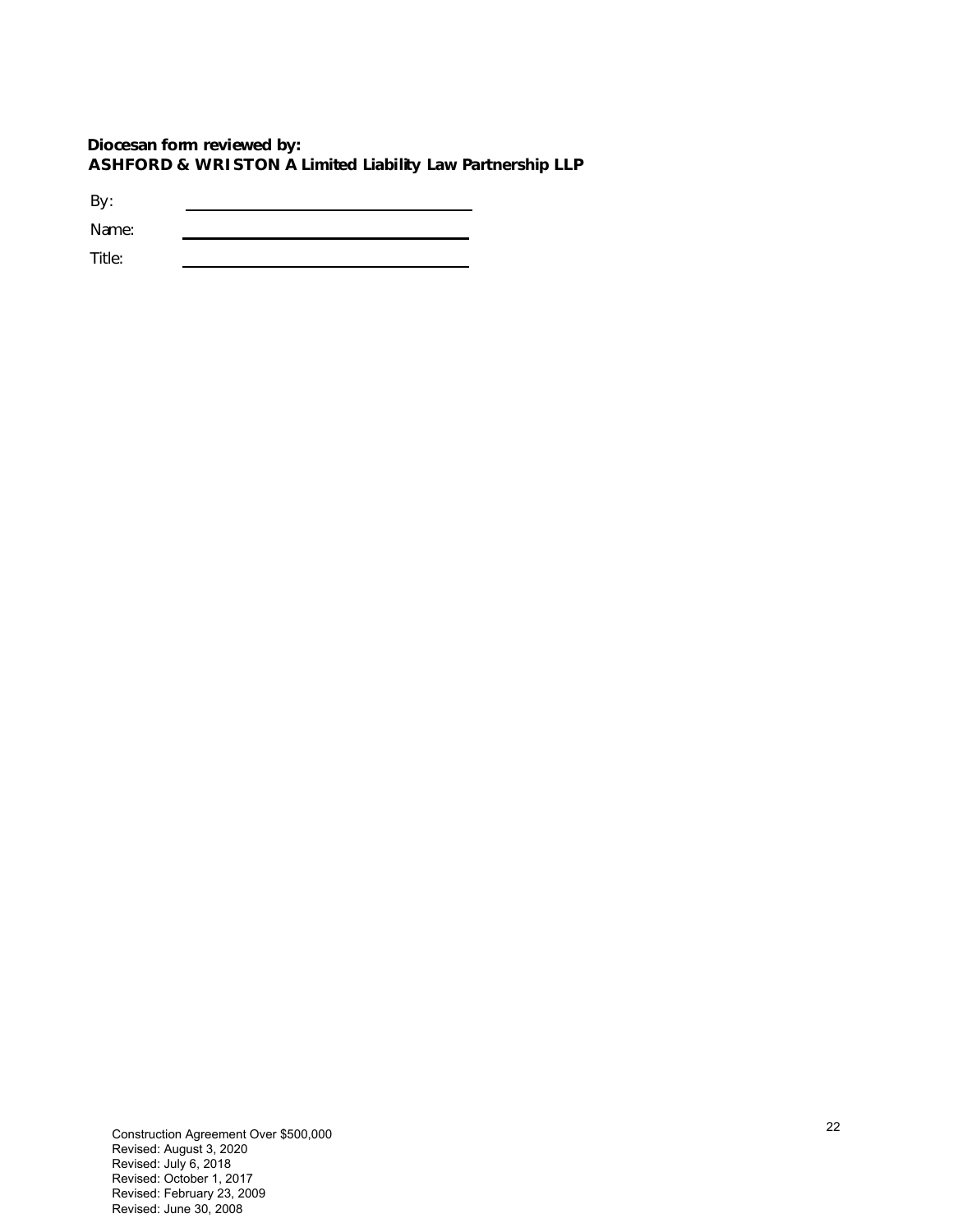**Diocesan form reviewed by:**
**ASHFORD & WRISTON A Limited Liability Law Partnership LLP**

By: \_\_\_\_\_\_\_\_\_\_\_\_\_\_\_\_\_\_\_\_\_\_\_\_\_\_\_\_\_\_\_\_\_\_\_\_

Name: \_\_\_\_\_\_\_\_\_\_\_\_\_\_\_\_\_\_\_\_\_\_\_\_\_\_\_\_\_\_\_\_\_\_\_\_

Title: \_\_\_\_\_\_\_\_\_\_\_\_\_\_\_\_\_\_\_\_\_\_\_\_\_\_\_\_\_\_\_\_\_\_\_\_

Construction Agreement Over $500,000
Revised: August 3, 2020
Revised: July 6, 2018
Revised: October 1, 2017
Revised: February 23, 2009
Revised: June 30, 2008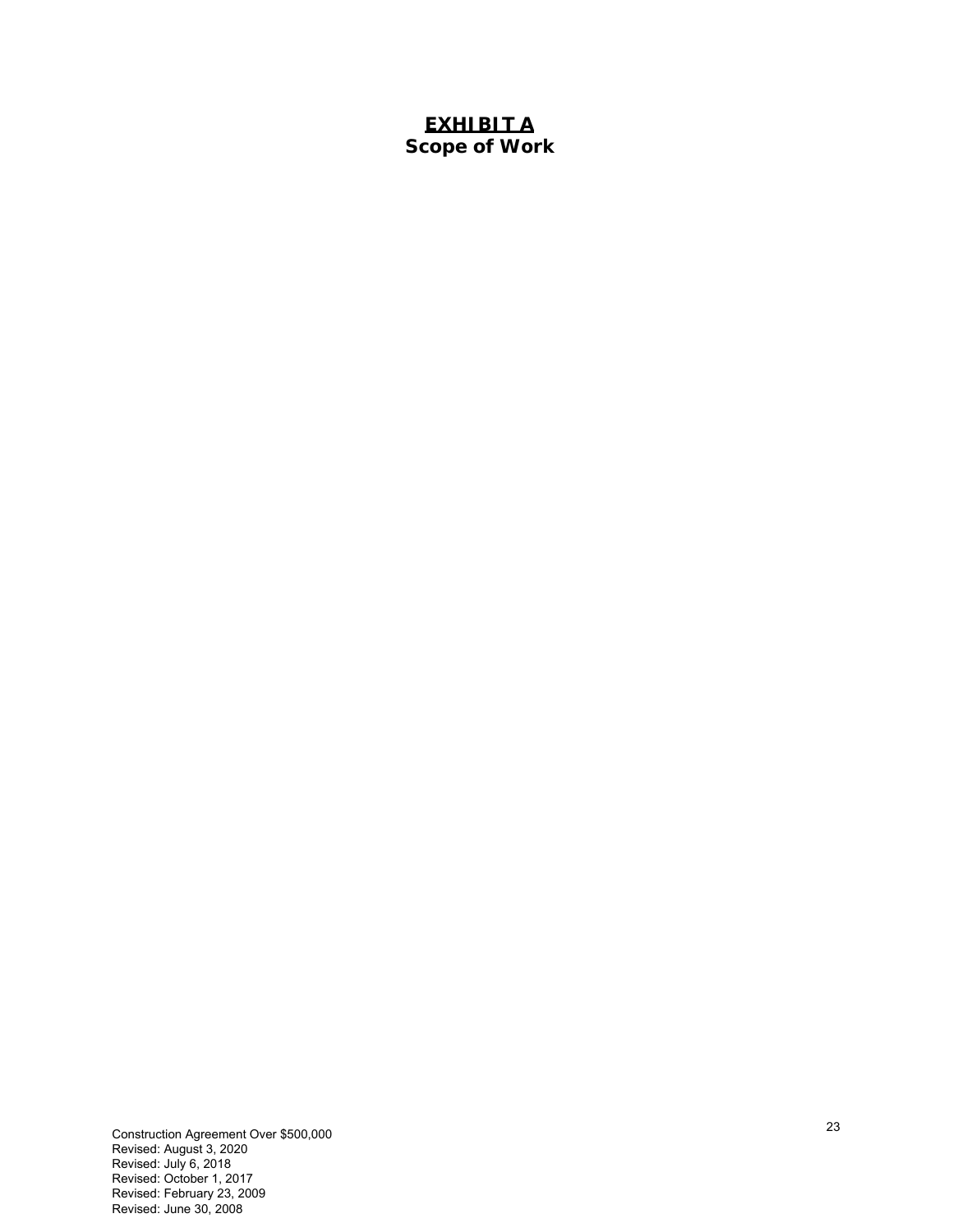# EXHIBIT A
## Scope of Work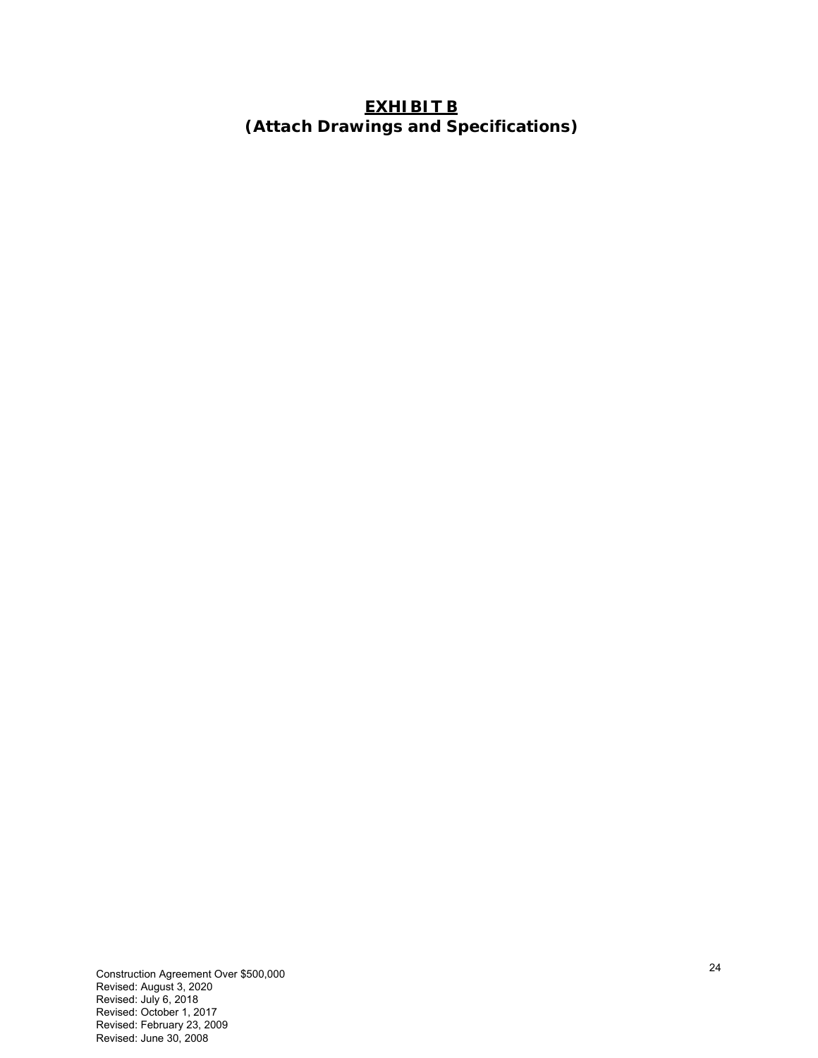# <u>EXHIBIT B</u>
## (Attach Drawings and Specifications)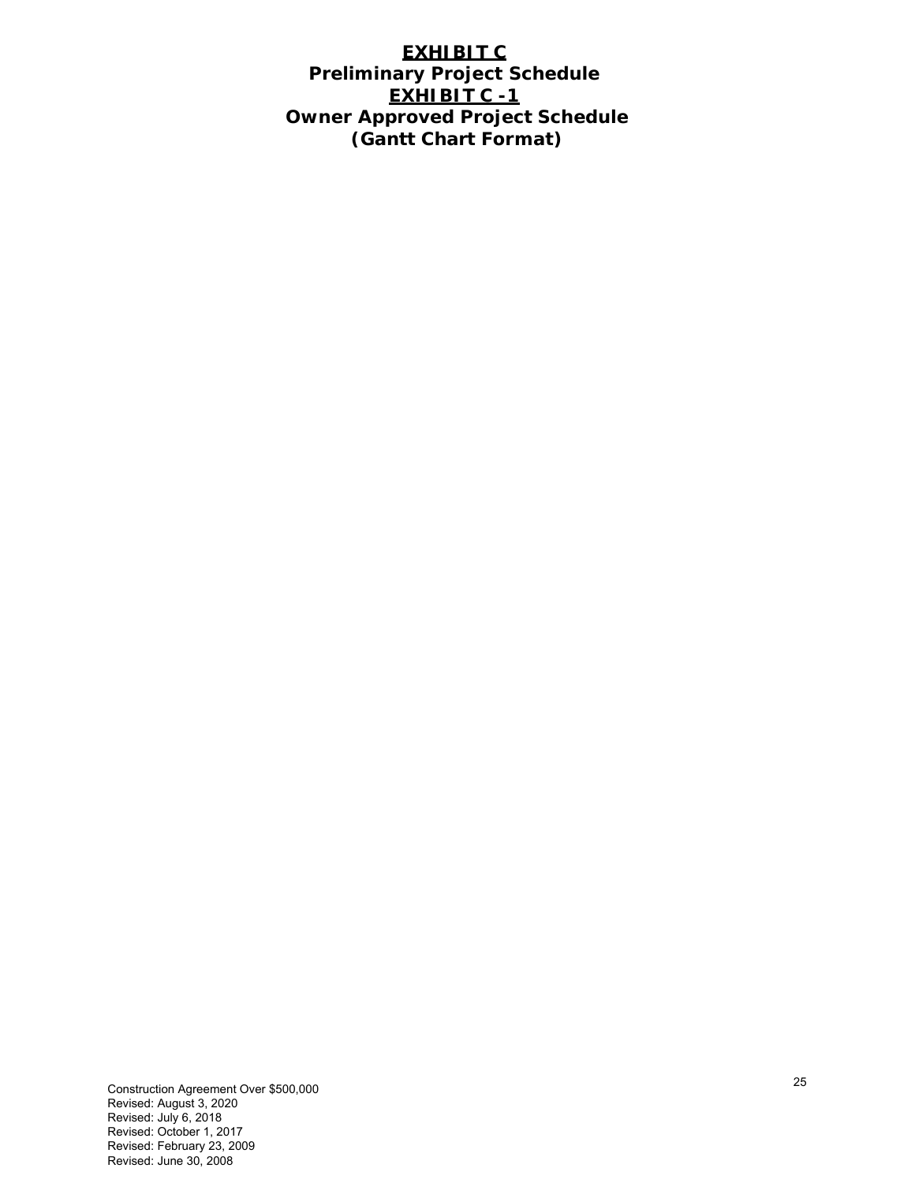# EXHIBIT C

## Preliminary Project Schedule

# EXHIBIT C -1

## Owner Approved Project Schedule
## (Gantt Chart Format)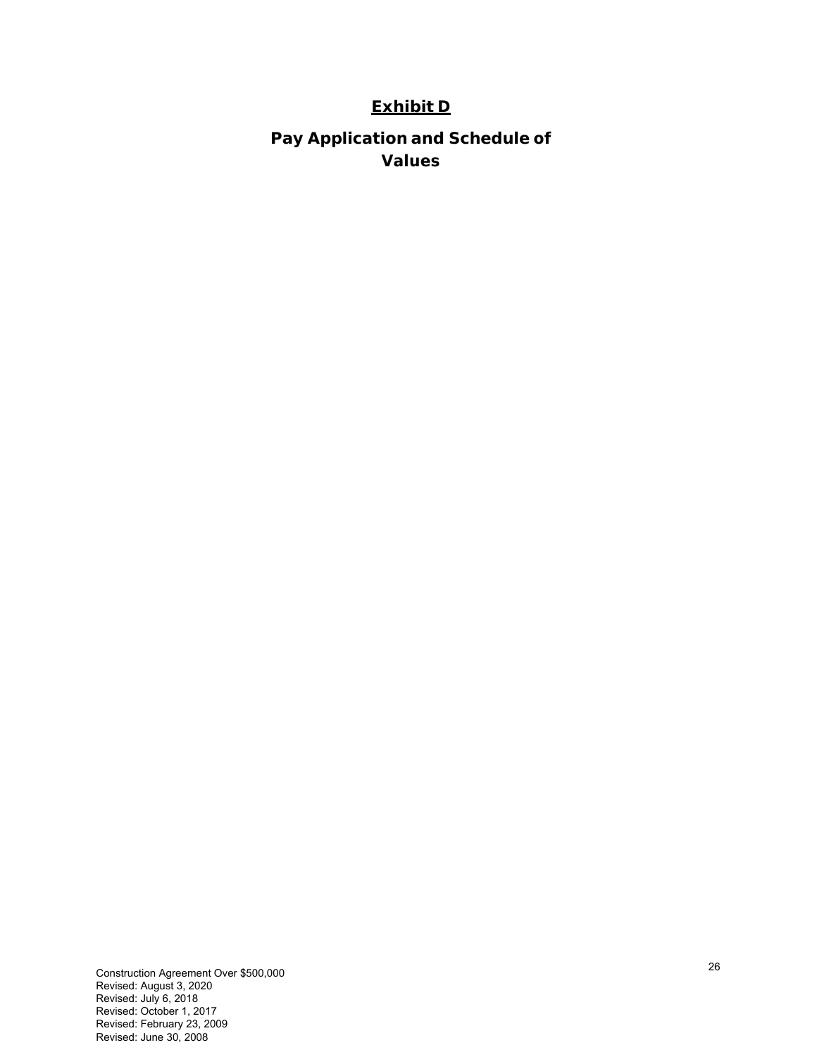# <u>Exhibit D</u>

## Pay Application and Schedule of Values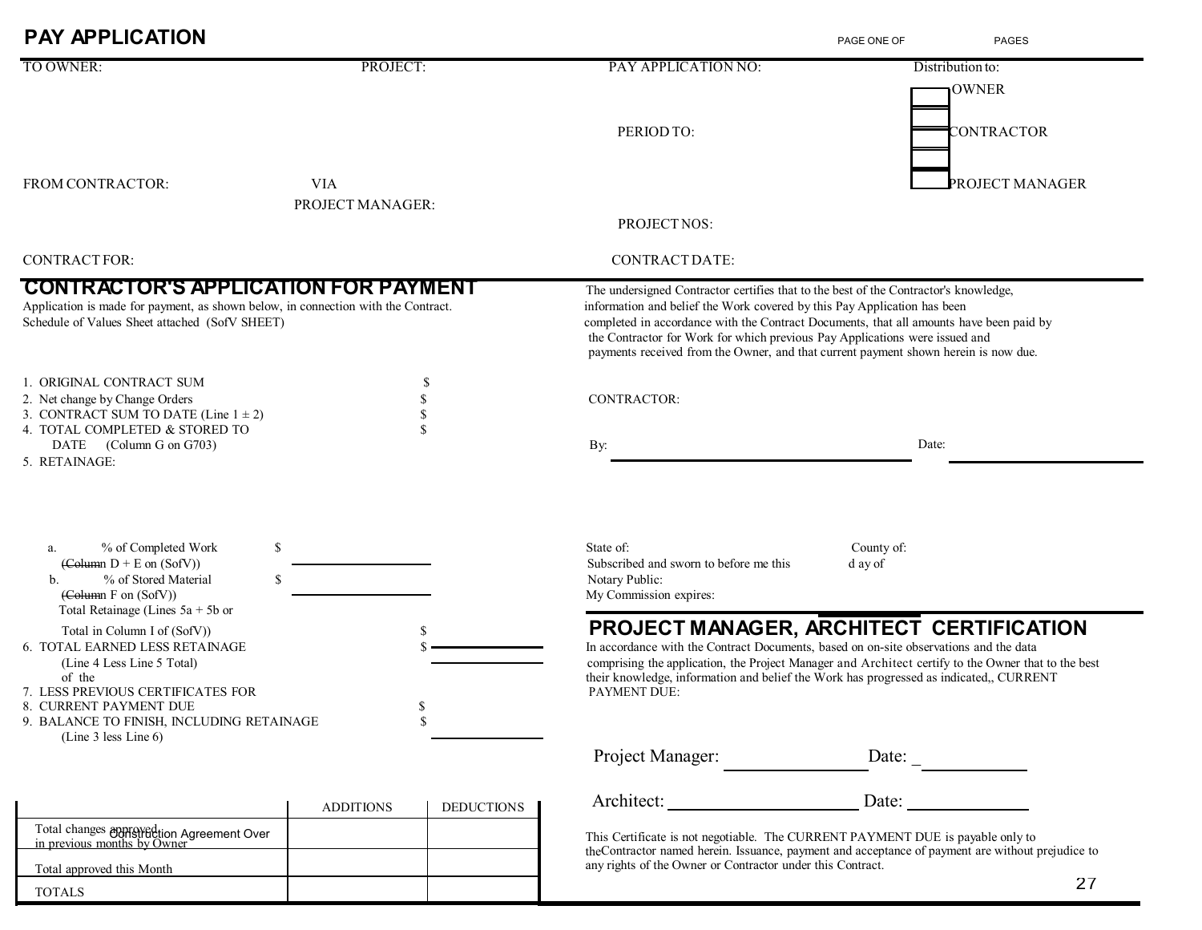# PAY APPLICATION

PAGE ONE OF PAGES

TO OWNER: PROJECT: PAY APPLICATION NO: Distribution to:

- [ ] OWNER
- [ ] CONTRACTOR
- [ ] PROJECT MANAGER

PERIOD TO:

FROM CONTRACTOR: VIA PROJECT MANAGER:

PROJECT NOS:

CONTRACT FOR: CONTRACT DATE:

## CONTRACTOR'S APPLICATION FOR PAYMENT

Application is made for payment, as shown below, in connection with the Contract.
Schedule of Values Sheet attached (SofV SHEET)

1. ORIGINAL CONTRACT SUM $
2. Net change by Change Orders $
3. CONTRACT SUM TO DATE (Line 1 ± 2) $
4. TOTAL COMPLETED & STORED TO DATE (Column G on G703) $
5. RETAINAGE:
   a. % of Completed Work (~~Colum~~n D + E on (SofV)) $
   b. % of Stored Material (~~Colum~~n F on (SofV)) $
   Total Retainage (Lines 5a + 5b or Total in Column I of (SofV)) $
6. TOTAL EARNED LESS RETAINAGE (Line 4 Less Line 5 Total) $
7. LESS PREVIOUS CERTIFICATES FOR of the
8. CURRENT PAYMENT DUE $
9. BALANCE TO FINISH, INCLUDING RETAINAGE (Line 3 less Line 6) $

| | ADDITIONS | DEDUCTIONS |
|---|---|---|
| Total changes approved in previous months by Owner | | |
| Total approved this Month | | |
| TOTALS | | |

Construction Agreement Over

The undersigned Contractor certifies that to the best of the Contractor's knowledge, information and belief the Work covered by this Pay Application has been completed in accordance with the Contract Documents, that all amounts have been paid by the Contractor for Work for which previous Pay Applications were issued and payments received from the Owner, and that current payment shown herein is now due.

CONTRACTOR:

By: \_\_\_\_\_\_\_\_\_\_\_\_\_\_\_\_\_\_\_\_ Date: \_\_\_\_\_\_\_\_\_\_\_\_

State of: County of:
Subscribed and sworn to before me this d ay of
Notary Public:
My Commission expires:

## PROJECT MANAGER, ARCHITECT CERTIFICATION

In accordance with the Contract Documents, based on on-site observations and the data comprising the application, the Project Manager and Architect certify to the Owner that to the best their knowledge, information and belief the Work has progressed as indicated,, CURRENT PAYMENT DUE:

Project Manager: \_\_\_\_\_\_\_\_\_\_\_\_\_\_\_\_ Date: \_\_\_\_\_\_\_\_\_\_\_\_

Architect: \_\_\_\_\_\_\_\_\_\_\_\_\_\_\_\_ Date: \_\_\_\_\_\_\_\_\_\_\_\_

This Certificate is not negotiable. The CURRENT PAYMENT DUE is payable only to theContractor named herein. Issuance, payment and acceptance of payment are without prejudice to any rights of the Owner or Contractor under this Contract.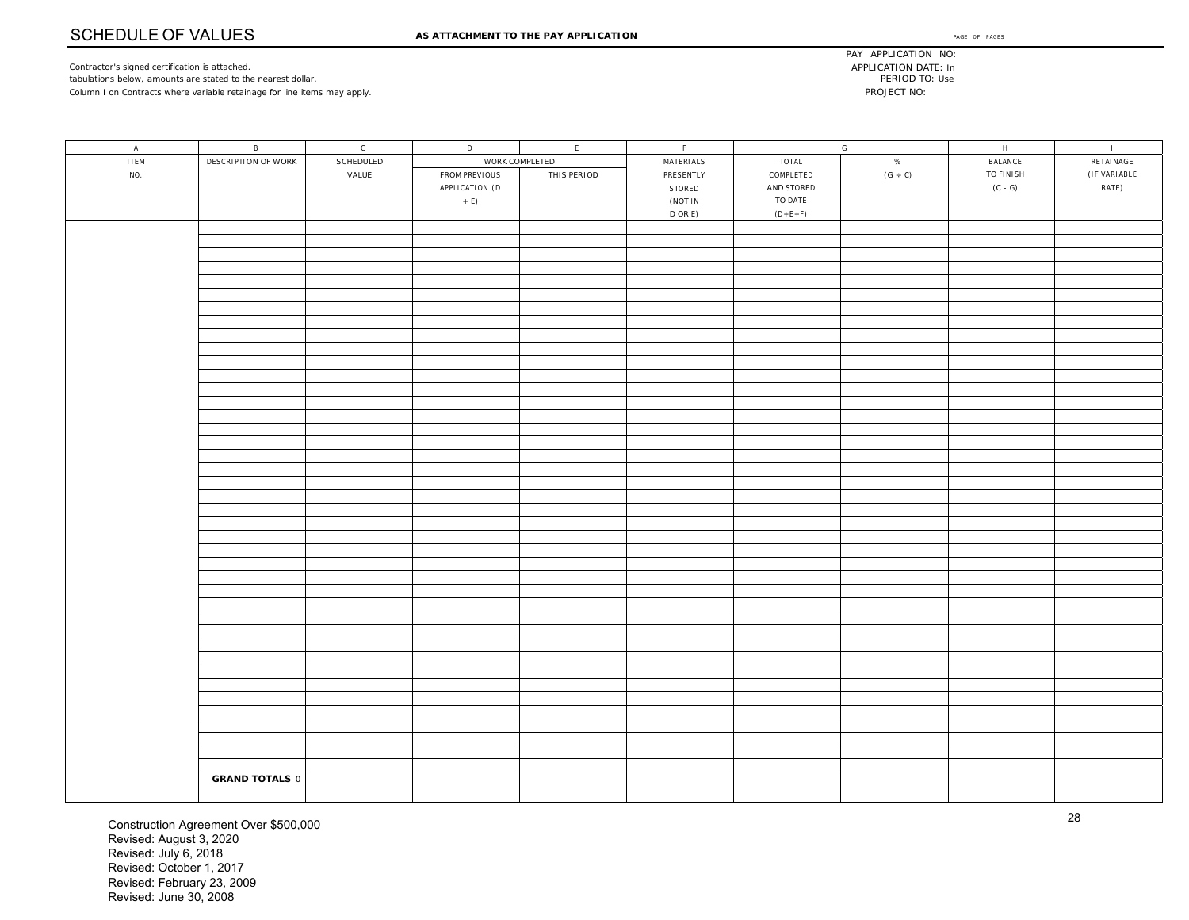# SCHEDULE OF VALUES

**AS ATTACHMENT TO THE PAY APPLICATION**

PAGE OF PAGES

Contractor's signed certification is attached.
tabulations below, amounts are stated to the nearest dollar.
Column I on Contracts where variable retainage for line items may apply.

PAY APPLICATION NO:
APPLICATION DATE: In
PERIOD TO: Use
PROJECT NO:

| A | B | C | D | E | F | G | | H | I |
|---|---|---|---|---|---|---|---|---|---|
| ITEM NO. | DESCRIPTION OF WORK | SCHEDULED VALUE | WORK COMPLETED | | MATERIALS PRESENTLY STORED (NOT IN D OR E) | TOTAL COMPLETED AND STORED TO DATE (D+E+F) | % (G ÷ C) | BALANCE TO FINISH (C - G) | RETAINAGE (IF VARIABLE RATE) |
| | | | FROM PREVIOUS APPLICATION (D + E) | THIS PERIOD | | | | | |
| | | | | | | | | | |
| | | | | | | | | | |
| | | | | | | | | | |
| | | | | | | | | | |
| | | | | | | | | | |
| | | | | | | | | | |
| | | | | | | | | | |
| | | | | | | | | | |
| | | | | | | | | | |
| | | | | | | | | | |
| | | | | | | | | | |
| | | | | | | | | | |
| | | | | | | | | | |
| | | | | | | | | | |
| | | | | | | | | | |
| | | | | | | | | | |
| | | | | | | | | | |
| | | | | | | | | | |
| | | | | | | | | | |
| | | | | | | | | | |
| | | | | | | | | | |
| | | | | | | | | | |
| | | | | | | | | | |
| | | | | | | | | | |
| | | | | | | | | | |
| | | | | | | | | | |
| | | | | | | | | | |
| | | | | | | | | | |
| | | | | | | | | | |
| | | | | | | | | | |
| | | | | | | | | | |
| | | | | | | | | | |
| | | | | | | | | | |
| | | | | | | | | | |
| | | | | | | | | | |
| | | | | | | | | | |
| | | | | | | | | | |
| | | | | | | | | | |
| | | | | | | | | | |
| | | | | | | | | | |
| | | | | | | | | | |
| | **GRAND TOTALS** 0 | | | | | | | | |

Construction Agreement Over $500,000
Revised: August 3, 2020
Revised: July 6, 2018
Revised: October 1, 2017
Revised: February 23, 2009
Revised: June 30, 2008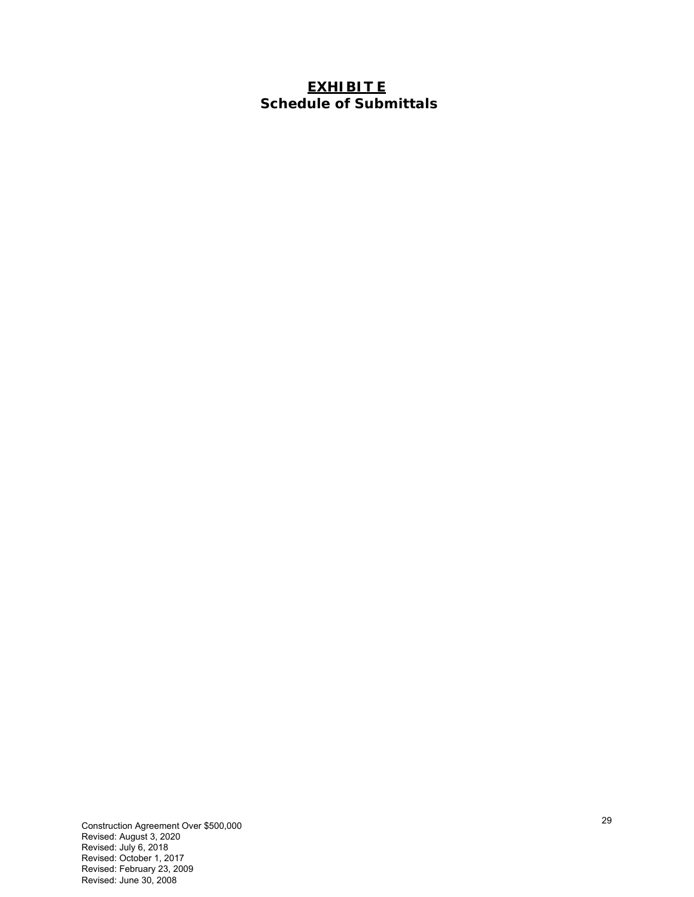# **EXHIBIT E**
## **Schedule of Submittals**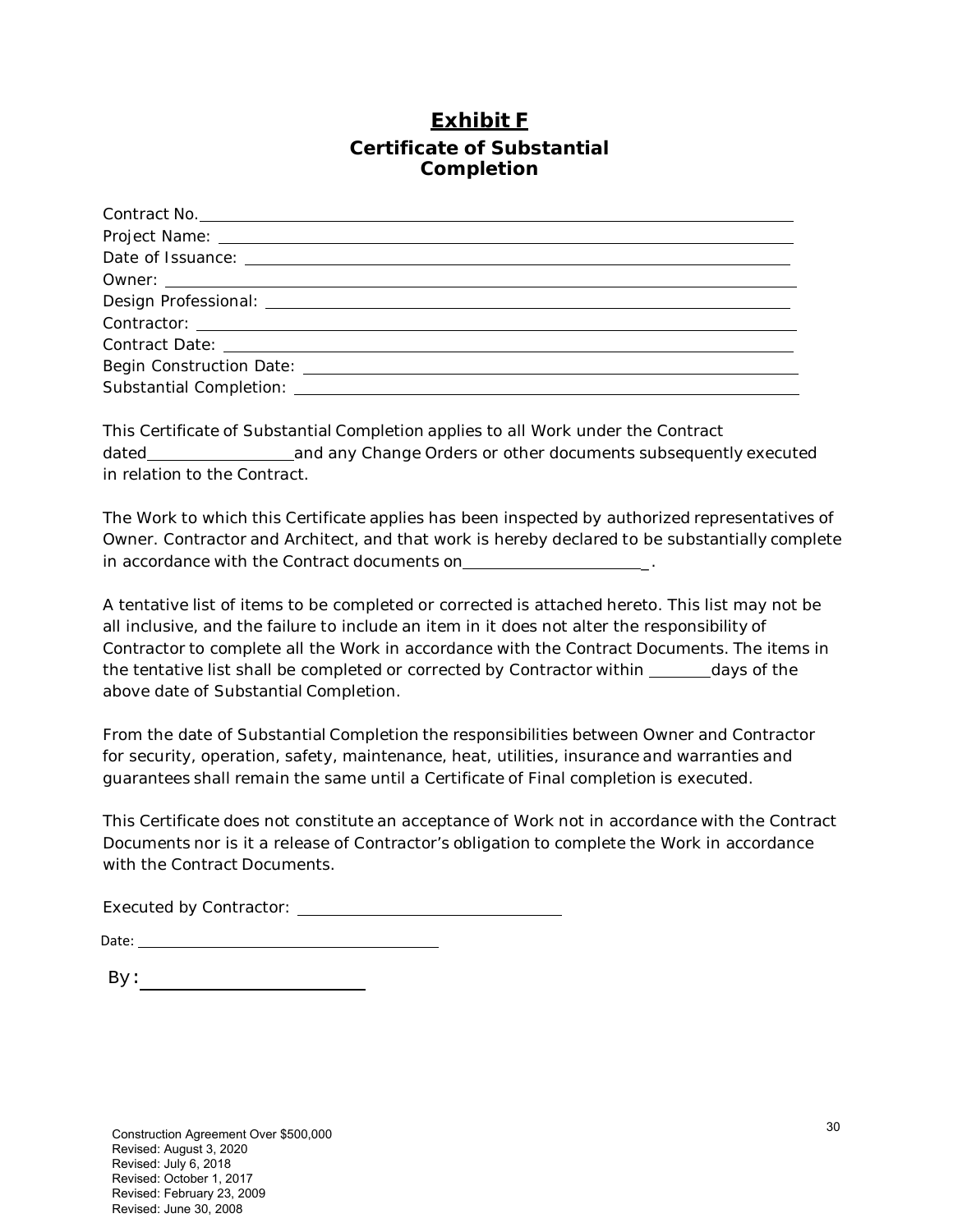# **Exhibit F**

## Certificate of Substantial Completion

Contract No. ____________________________________________

Project Name: ____________________________________________

Date of Issuance: ____________________________________________

Owner: ____________________________________________

Design Professional: ____________________________________________

Contractor: ____________________________________________

Contract Date: ____________________________________________

Begin Construction Date: ____________________________________________

Substantial Completion: ____________________________________________

This Certificate of Substantial Completion applies to all Work under the Contract dated__________________and any Change Orders or other documents subsequently executed in relation to the Contract.

The Work to which this Certificate applies has been inspected by authorized representatives of Owner. Contractor and Architect, and that work is hereby declared to be substantially complete in accordance with the Contract documents on______________________ .

A tentative list of items to be completed or corrected is attached hereto. This list may not be all inclusive, and the failure to include an item in it does not alter the responsibility of Contractor to complete all the Work in accordance with the Contract Documents. The items in the tentative list shall be completed or corrected by Contractor within ________days of the above date of Substantial Completion.

From the date of Substantial Completion the responsibilities between Owner and Contractor for security, operation, safety, maintenance, heat, utilities, insurance and warranties and guarantees shall remain the same until a Certificate of Final completion is executed.

This Certificate does not constitute an acceptance of Work not in accordance with the Contract Documents nor is it a release of Contractor's obligation to complete the Work in accordance with the Contract Documents.

Executed by Contractor: ________________________________

Date: ________________________________

By: ________________________

Construction Agreement Over $500,000
Revised: August 3, 2020
Revised: July 6, 2018
Revised: October 1, 2017
Revised: February 23, 2009
Revised: June 30, 2008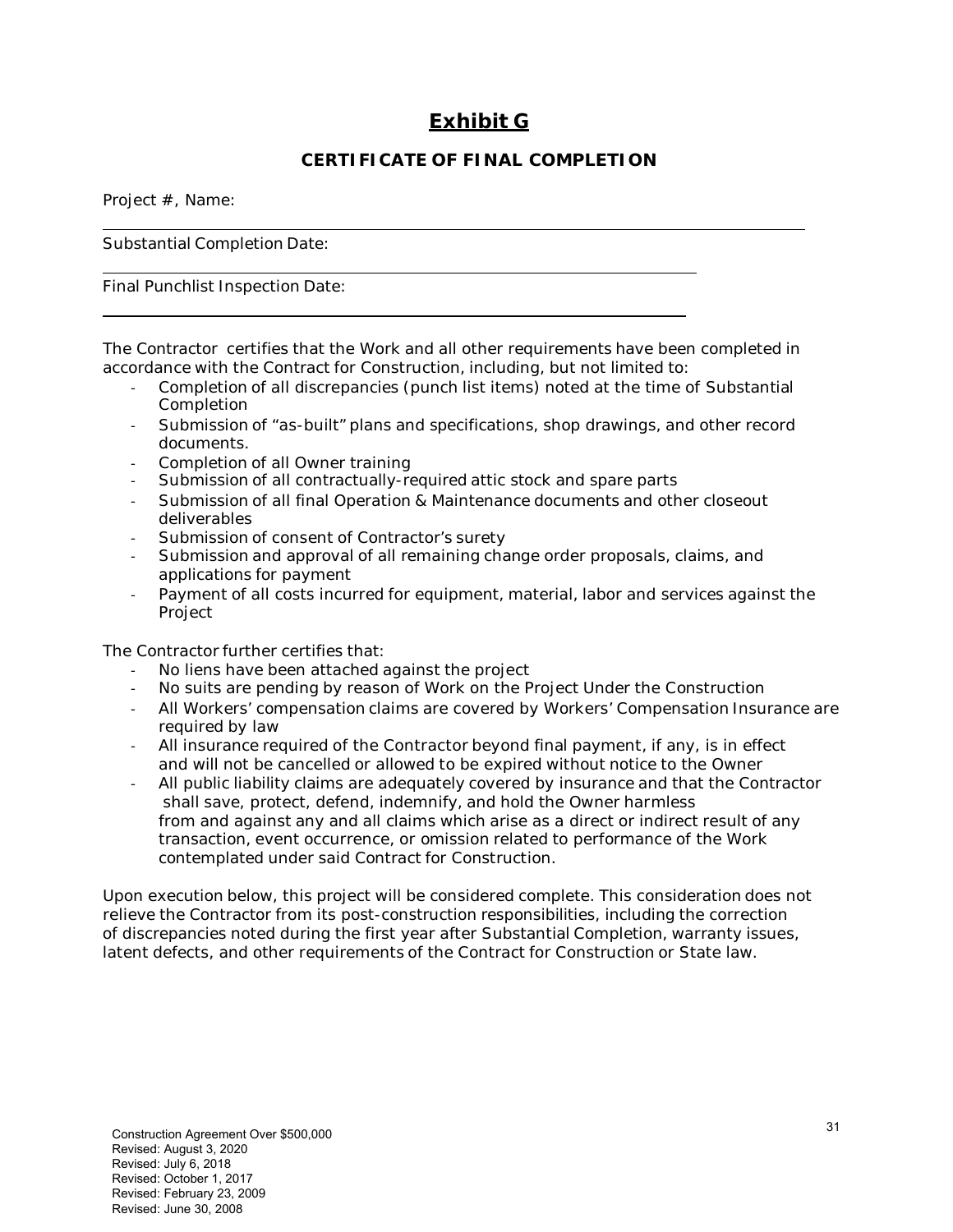# Exhibit G

## CERTIFICATE OF FINAL COMPLETION

Project #, Name:

Substantial Completion Date:

Final Punchlist Inspection Date:

The Contractor certifies that the Work and all other requirements have been completed in accordance with the Contract for Construction, including, but not limited to:

- Completion of all discrepancies (punch list items) noted at the time of Substantial Completion
- Submission of "as-built" plans and specifications, shop drawings, and other record documents.
- Completion of all Owner training
- Submission of all contractually-required attic stock and spare parts
- Submission of all final Operation & Maintenance documents and other closeout deliverables
- Submission of consent of Contractor's surety
- Submission and approval of all remaining change order proposals, claims, and applications for payment
- Payment of all costs incurred for equipment, material, labor and services against the Project

The Contractor further certifies that:

- No liens have been attached against the project
- No suits are pending by reason of Work on the Project Under the Construction
- All Workers' compensation claims are covered by Workers' Compensation Insurance are required by law
- All insurance required of the Contractor beyond final payment, if any, is in effect and will not be cancelled or allowed to be expired without notice to the Owner
- All public liability claims are adequately covered by insurance and that the Contractor shall save, protect, defend, indemnify, and hold the Owner harmless from and against any and all claims which arise as a direct or indirect result of any transaction, event occurrence, or omission related to performance of the Work contemplated under said Contract for Construction.

Upon execution below, this project will be considered complete. This consideration does not relieve the Contractor from its post-construction responsibilities, including the correction of discrepancies noted during the first year after Substantial Completion, warranty issues, latent defects, and other requirements of the Contract for Construction or State law.

Construction Agreement Over $500,000
Revised: August 3, 2020
Revised: July 6, 2018
Revised: October 1, 2017
Revised: February 23, 2009
Revised: June 30, 2008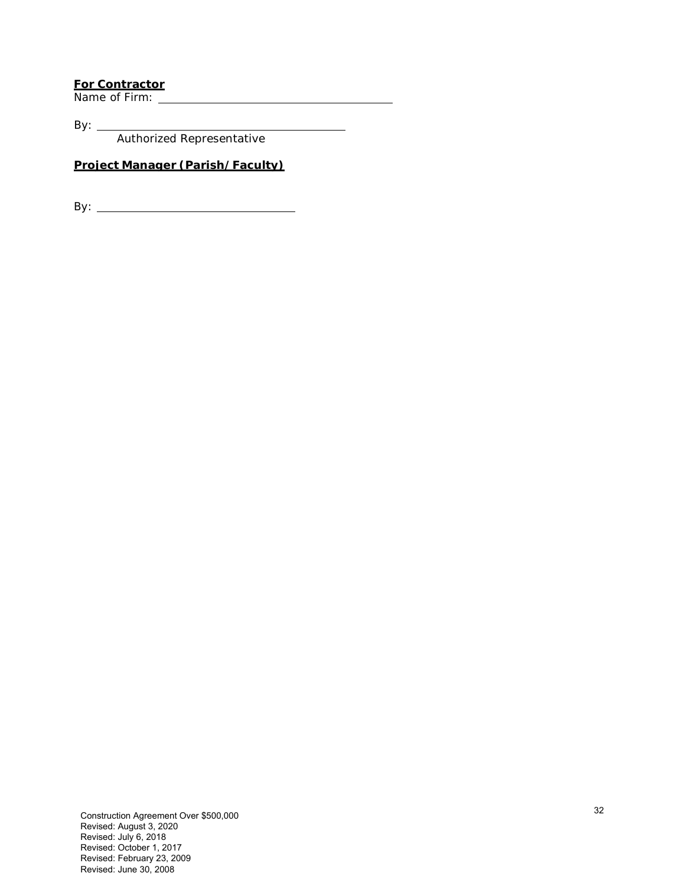**For Contractor**

Name of Firm: ______________________________________

By: ________________________________________

Authorized Representative

**Project Manager (Parish/Faculty)**

By: ________________________________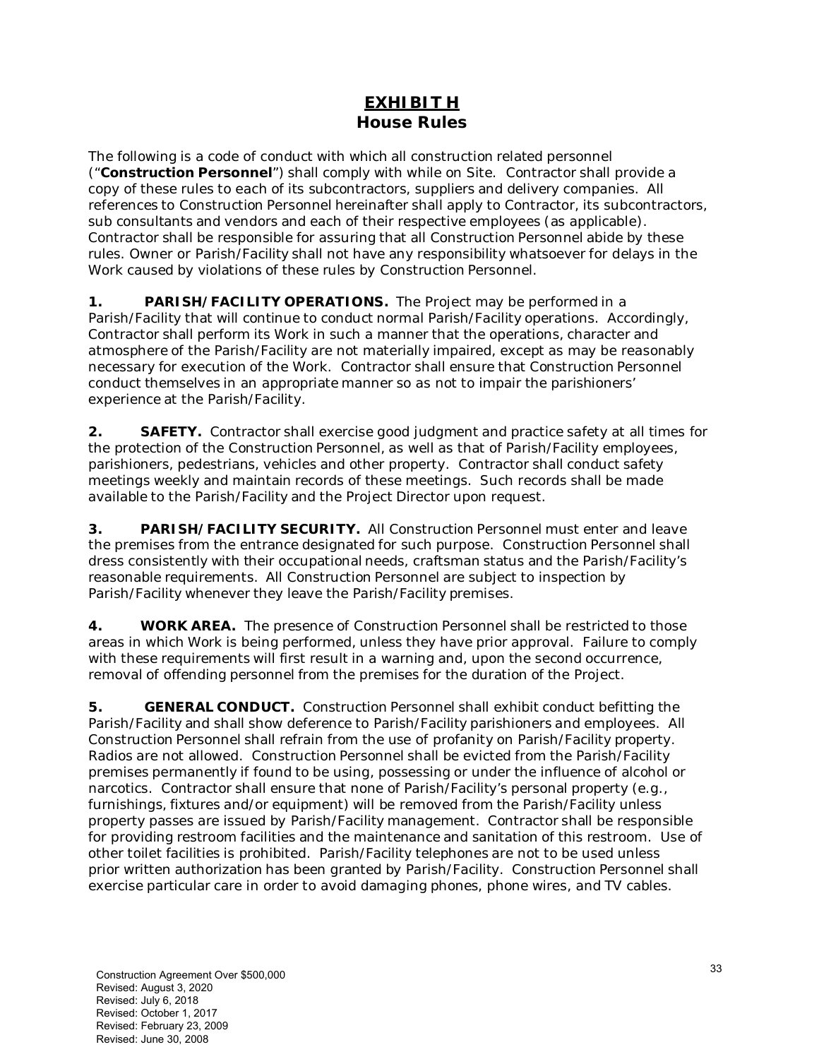# EXHIBIT H

## House Rules

The following is a code of conduct with which all construction related personnel ("**Construction Personnel**") shall comply with while on Site. Contractor shall provide a copy of these rules to each of its subcontractors, suppliers and delivery companies. All references to Construction Personnel hereinafter shall apply to Contractor, its subcontractors, sub consultants and vendors and each of their respective employees (as applicable). Contractor shall be responsible for assuring that all Construction Personnel abide by these rules. Owner or Parish/Facility shall not have any responsibility whatsoever for delays in the Work caused by violations of these rules by Construction Personnel.

**1. PARISH/FACILITY OPERATIONS.** The Project may be performed in a Parish/Facility that will continue to conduct normal Parish/Facility operations. Accordingly, Contractor shall perform its Work in such a manner that the operations, character and atmosphere of the Parish/Facility are not materially impaired, except as may be reasonably necessary for execution of the Work. Contractor shall ensure that Construction Personnel conduct themselves in an appropriate manner so as not to impair the parishioners' experience at the Parish/Facility.

**2. SAFETY.** Contractor shall exercise good judgment and practice safety at all times for the protection of the Construction Personnel, as well as that of Parish/Facility employees, parishioners, pedestrians, vehicles and other property. Contractor shall conduct safety meetings weekly and maintain records of these meetings. Such records shall be made available to the Parish/Facility and the Project Director upon request.

**3. PARISH/FACILITY SECURITY.** All Construction Personnel must enter and leave the premises from the entrance designated for such purpose. Construction Personnel shall dress consistently with their occupational needs, craftsman status and the Parish/Facility's reasonable requirements. All Construction Personnel are subject to inspection by Parish/Facility whenever they leave the Parish/Facility premises.

**4. WORK AREA.** The presence of Construction Personnel shall be restricted to those areas in which Work is being performed, unless they have prior approval. Failure to comply with these requirements will first result in a warning and, upon the second occurrence, removal of offending personnel from the premises for the duration of the Project.

**5. GENERAL CONDUCT.** Construction Personnel shall exhibit conduct befitting the Parish/Facility and shall show deference to Parish/Facility parishioners and employees. All Construction Personnel shall refrain from the use of profanity on Parish/Facility property. Radios are not allowed. Construction Personnel shall be evicted from the Parish/Facility premises permanently if found to be using, possessing or under the influence of alcohol or narcotics. Contractor shall ensure that none of Parish/Facility's personal property (e.g., furnishings, fixtures and/or equipment) will be removed from the Parish/Facility unless property passes are issued by Parish/Facility management. Contractor shall be responsible for providing restroom facilities and the maintenance and sanitation of this restroom. Use of other toilet facilities is prohibited. Parish/Facility telephones are not to be used unless prior written authorization has been granted by Parish/Facility. Construction Personnel shall exercise particular care in order to avoid damaging phones, phone wires, and TV cables.

Construction Agreement Over $500,000
Revised: August 3, 2020
Revised: July 6, 2018
Revised: October 1, 2017
Revised: February 23, 2009
Revised: June 30, 2008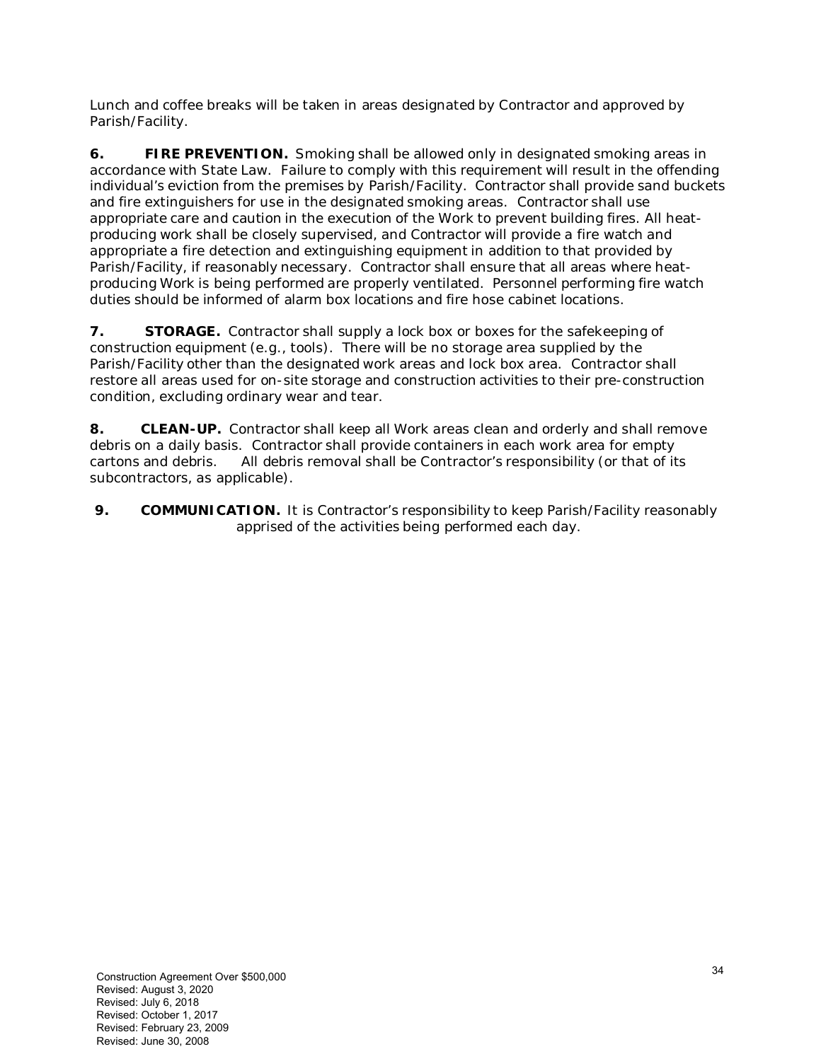Lunch and coffee breaks will be taken in areas designated by Contractor and approved by Parish/Facility.

**6. FIRE PREVENTION.** Smoking shall be allowed only in designated smoking areas in accordance with State Law. Failure to comply with this requirement will result in the offending individual's eviction from the premises by Parish/Facility. Contractor shall provide sand buckets and fire extinguishers for use in the designated smoking areas. Contractor shall use appropriate care and caution in the execution of the Work to prevent building fires. All heat-producing work shall be closely supervised, and Contractor will provide a fire watch and appropriate a fire detection and extinguishing equipment in addition to that provided by Parish/Facility, if reasonably necessary. Contractor shall ensure that all areas where heat-producing Work is being performed are properly ventilated. Personnel performing fire watch duties should be informed of alarm box locations and fire hose cabinet locations.

**7. STORAGE.** Contractor shall supply a lock box or boxes for the safekeeping of construction equipment (e.g., tools). There will be no storage area supplied by the Parish/Facility other than the designated work areas and lock box area. Contractor shall restore all areas used for on-site storage and construction activities to their pre-construction condition, excluding ordinary wear and tear.

**8. CLEAN-UP.** Contractor shall keep all Work areas clean and orderly and shall remove debris on a daily basis. Contractor shall provide containers in each work area for empty cartons and debris. All debris removal shall be Contractor's responsibility (or that of its subcontractors, as applicable).

**9. COMMUNICATION.** It is Contractor's responsibility to keep Parish/Facility reasonably apprised of the activities being performed each day.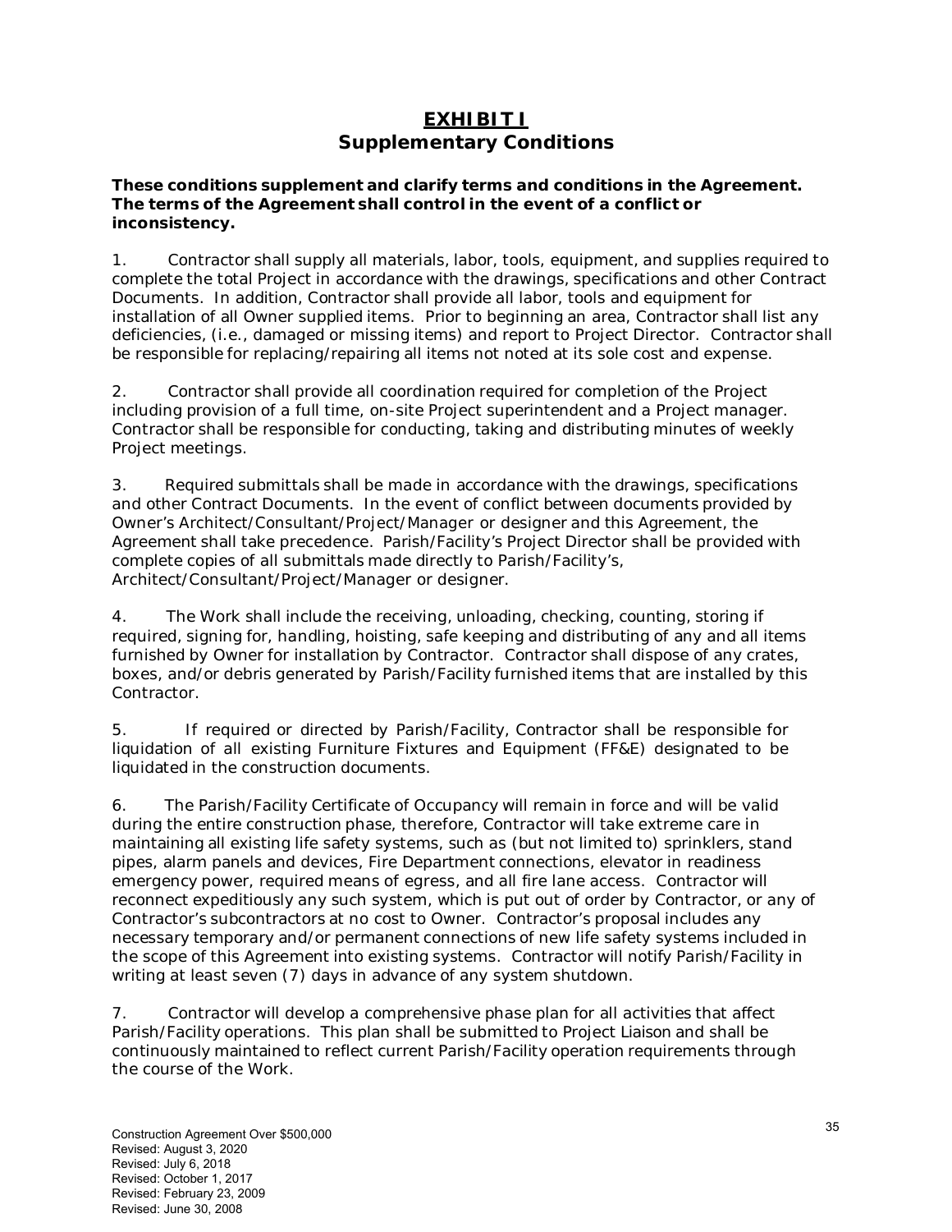# EXHIBIT I
## Supplementary Conditions

**These conditions supplement and clarify terms and conditions in the Agreement. The terms of the Agreement shall control in the event of a conflict or inconsistency.**

1. Contractor shall supply all materials, labor, tools, equipment, and supplies required to complete the total Project in accordance with the drawings, specifications and other Contract Documents. In addition, Contractor shall provide all labor, tools and equipment for installation of all Owner supplied items. Prior to beginning an area, Contractor shall list any deficiencies, (i.e., damaged or missing items) and report to Project Director. Contractor shall be responsible for replacing/repairing all items not noted at its sole cost and expense.

2. Contractor shall provide all coordination required for completion of the Project including provision of a full time, on-site Project superintendent and a Project manager. Contractor shall be responsible for conducting, taking and distributing minutes of weekly Project meetings.

3. Required submittals shall be made in accordance with the drawings, specifications and other Contract Documents. In the event of conflict between documents provided by Owner's Architect/Consultant/Project/Manager or designer and this Agreement, the Agreement shall take precedence. Parish/Facility's Project Director shall be provided with complete copies of all submittals made directly to Parish/Facility's, Architect/Consultant/Project/Manager or designer.

4. The Work shall include the receiving, unloading, checking, counting, storing if required, signing for, handling, hoisting, safe keeping and distributing of any and all items furnished by Owner for installation by Contractor. Contractor shall dispose of any crates, boxes, and/or debris generated by Parish/Facility furnished items that are installed by this Contractor.

5. If required or directed by Parish/Facility, Contractor shall be responsible for liquidation of all existing Furniture Fixtures and Equipment (FF&E) designated to be liquidated in the construction documents.

6. The Parish/Facility Certificate of Occupancy will remain in force and will be valid during the entire construction phase, therefore, Contractor will take extreme care in maintaining all existing life safety systems, such as (but not limited to) sprinklers, stand pipes, alarm panels and devices, Fire Department connections, elevator in readiness emergency power, required means of egress, and all fire lane access. Contractor will reconnect expeditiously any such system, which is put out of order by Contractor, or any of Contractor's subcontractors at no cost to Owner. Contractor's proposal includes any necessary temporary and/or permanent connections of new life safety systems included in the scope of this Agreement into existing systems. Contractor will notify Parish/Facility in writing at least seven (7) days in advance of any system shutdown.

7. Contractor will develop a comprehensive phase plan for all activities that affect Parish/Facility operations. This plan shall be submitted to Project Liaison and shall be continuously maintained to reflect current Parish/Facility operation requirements through the course of the Work.

Construction Agreement Over $500,000
Revised: August 3, 2020
Revised: July 6, 2018
Revised: October 1, 2017
Revised: February 23, 2009
Revised: June 30, 2008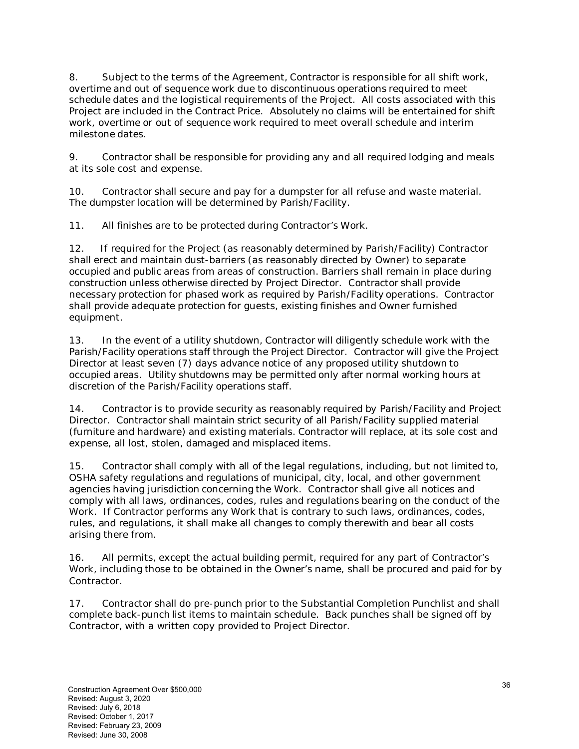8. Subject to the terms of the Agreement, Contractor is responsible for all shift work, overtime and out of sequence work due to discontinuous operations required to meet schedule dates and the logistical requirements of the Project. All costs associated with this Project are included in the Contract Price. Absolutely no claims will be entertained for shift work, overtime or out of sequence work required to meet overall schedule and interim milestone dates.

9. Contractor shall be responsible for providing any and all required lodging and meals at its sole cost and expense.

10. Contractor shall secure and pay for a dumpster for all refuse and waste material. The dumpster location will be determined by Parish/Facility.

11. All finishes are to be protected during Contractor's Work.

12. If required for the Project (as reasonably determined by Parish/Facility) Contractor shall erect and maintain dust-barriers (as reasonably directed by Owner) to separate occupied and public areas from areas of construction. Barriers shall remain in place during construction unless otherwise directed by Project Director. Contractor shall provide necessary protection for phased work as required by Parish/Facility operations. Contractor shall provide adequate protection for guests, existing finishes and Owner furnished equipment.

13. In the event of a utility shutdown, Contractor will diligently schedule work with the Parish/Facility operations staff through the Project Director. Contractor will give the Project Director at least seven (7) days advance notice of any proposed utility shutdown to occupied areas. Utility shutdowns may be permitted only after normal working hours at discretion of the Parish/Facility operations staff.

14. Contractor is to provide security as reasonably required by Parish/Facility and Project Director. Contractor shall maintain strict security of all Parish/Facility supplied material (furniture and hardware) and existing materials. Contractor will replace, at its sole cost and expense, all lost, stolen, damaged and misplaced items.

15. Contractor shall comply with all of the legal regulations, including, but not limited to, OSHA safety regulations and regulations of municipal, city, local, and other government agencies having jurisdiction concerning the Work. Contractor shall give all notices and comply with all laws, ordinances, codes, rules and regulations bearing on the conduct of the Work. If Contractor performs any Work that is contrary to such laws, ordinances, codes, rules, and regulations, it shall make all changes to comply therewith and bear all costs arising there from.

16. All permits, except the actual building permit, required for any part of Contractor's Work, including those to be obtained in the Owner's name, shall be procured and paid for by Contractor.

17. Contractor shall do pre-punch prior to the Substantial Completion Punchlist and shall complete back-punch list items to maintain schedule. Back punches shall be signed off by Contractor, with a written copy provided to Project Director.

Construction Agreement Over $500,000
Revised: August 3, 2020
Revised: July 6, 2018
Revised: October 1, 2017
Revised: February 23, 2009
Revised: June 30, 2008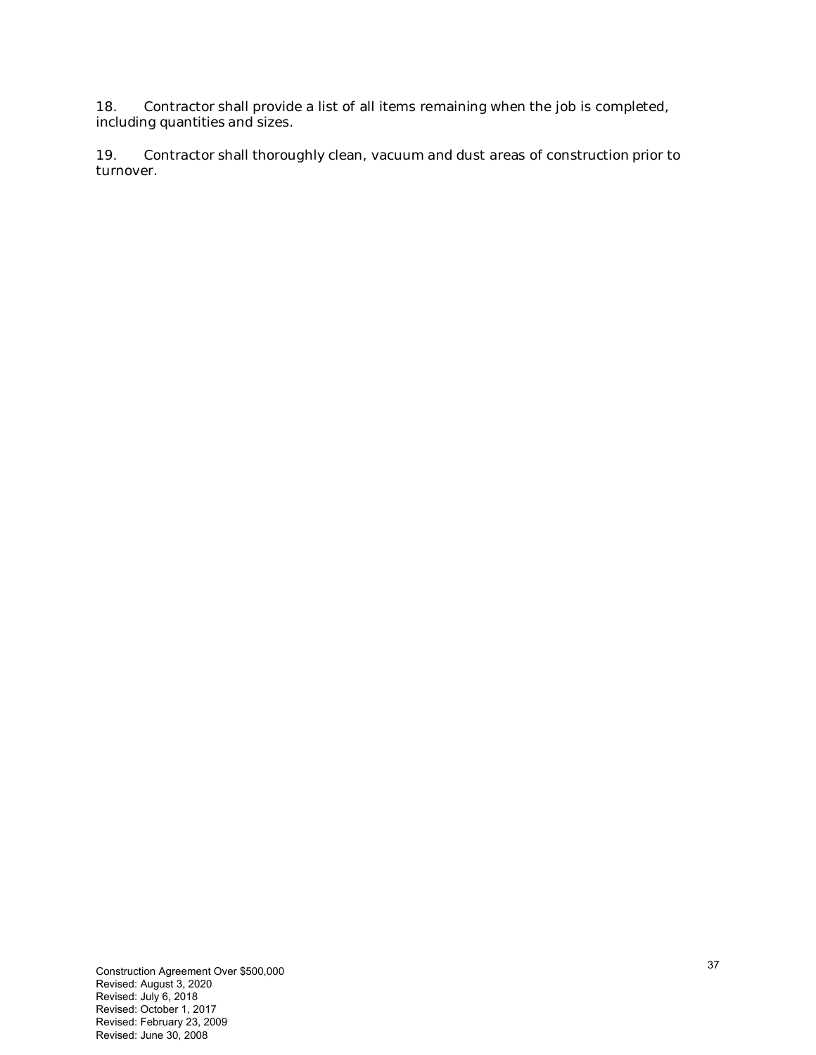18. Contractor shall provide a list of all items remaining when the job is completed, including quantities and sizes.

19. Contractor shall thoroughly clean, vacuum and dust areas of construction prior to turnover.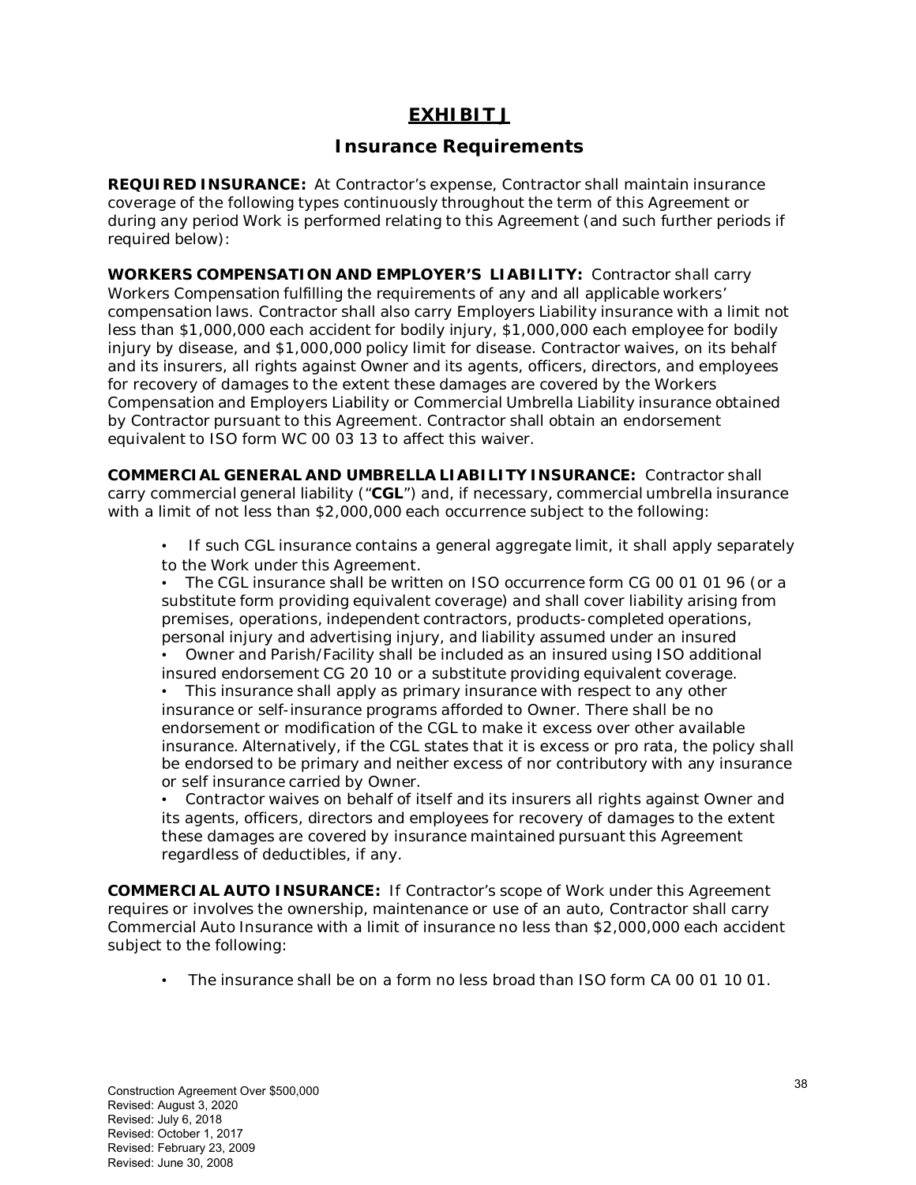# EXHIBIT J

## Insurance Requirements

**REQUIRED INSURANCE:** At Contractor's expense, Contractor shall maintain insurance coverage of the following types continuously throughout the term of this Agreement or during any period Work is performed relating to this Agreement (and such further periods if required below):

**WORKERS COMPENSATION AND EMPLOYER'S LIABILITY:** Contractor shall carry Workers Compensation fulfilling the requirements of any and all applicable workers' compensation laws. Contractor shall also carry Employers Liability insurance with a limit not less than $1,000,000 each accident for bodily injury, $1,000,000 each employee for bodily injury by disease, and $1,000,000 policy limit for disease. Contractor waives, on its behalf and its insurers, all rights against Owner and its agents, officers, directors, and employees for recovery of damages to the extent these damages are covered by the Workers Compensation and Employers Liability or Commercial Umbrella Liability insurance obtained by Contractor pursuant to this Agreement. Contractor shall obtain an endorsement equivalent to ISO form WC 00 03 13 to affect this waiver.

**COMMERCIAL GENERAL AND UMBRELLA LIABILITY INSURANCE:** Contractor shall carry commercial general liability ("**CGL**") and, if necessary, commercial umbrella insurance with a limit of not less than $2,000,000 each occurrence subject to the following:

- If such CGL insurance contains a general aggregate limit, it shall apply separately to the Work under this Agreement.
- The CGL insurance shall be written on ISO occurrence form CG 00 01 01 96 (or a substitute form providing equivalent coverage) and shall cover liability arising from premises, operations, independent contractors, products-completed operations, personal injury and advertising injury, and liability assumed under an insured
- Owner and Parish/Facility shall be included as an insured using ISO additional insured endorsement CG 20 10 or a substitute providing equivalent coverage.
- This insurance shall apply as primary insurance with respect to any other insurance or self-insurance programs afforded to Owner. There shall be no endorsement or modification of the CGL to make it excess over other available insurance. Alternatively, if the CGL states that it is excess or pro rata, the policy shall be endorsed to be primary and neither excess of nor contributory with any insurance or self insurance carried by Owner.
- Contractor waives on behalf of itself and its insurers all rights against Owner and its agents, officers, directors and employees for recovery of damages to the extent these damages are covered by insurance maintained pursuant this Agreement regardless of deductibles, if any.

**COMMERCIAL AUTO INSURANCE:** If Contractor's scope of Work under this Agreement requires or involves the ownership, maintenance or use of an auto, Contractor shall carry Commercial Auto Insurance with a limit of insurance no less than $2,000,000 each accident subject to the following:

- The insurance shall be on a form no less broad than ISO form CA 00 01 10 01.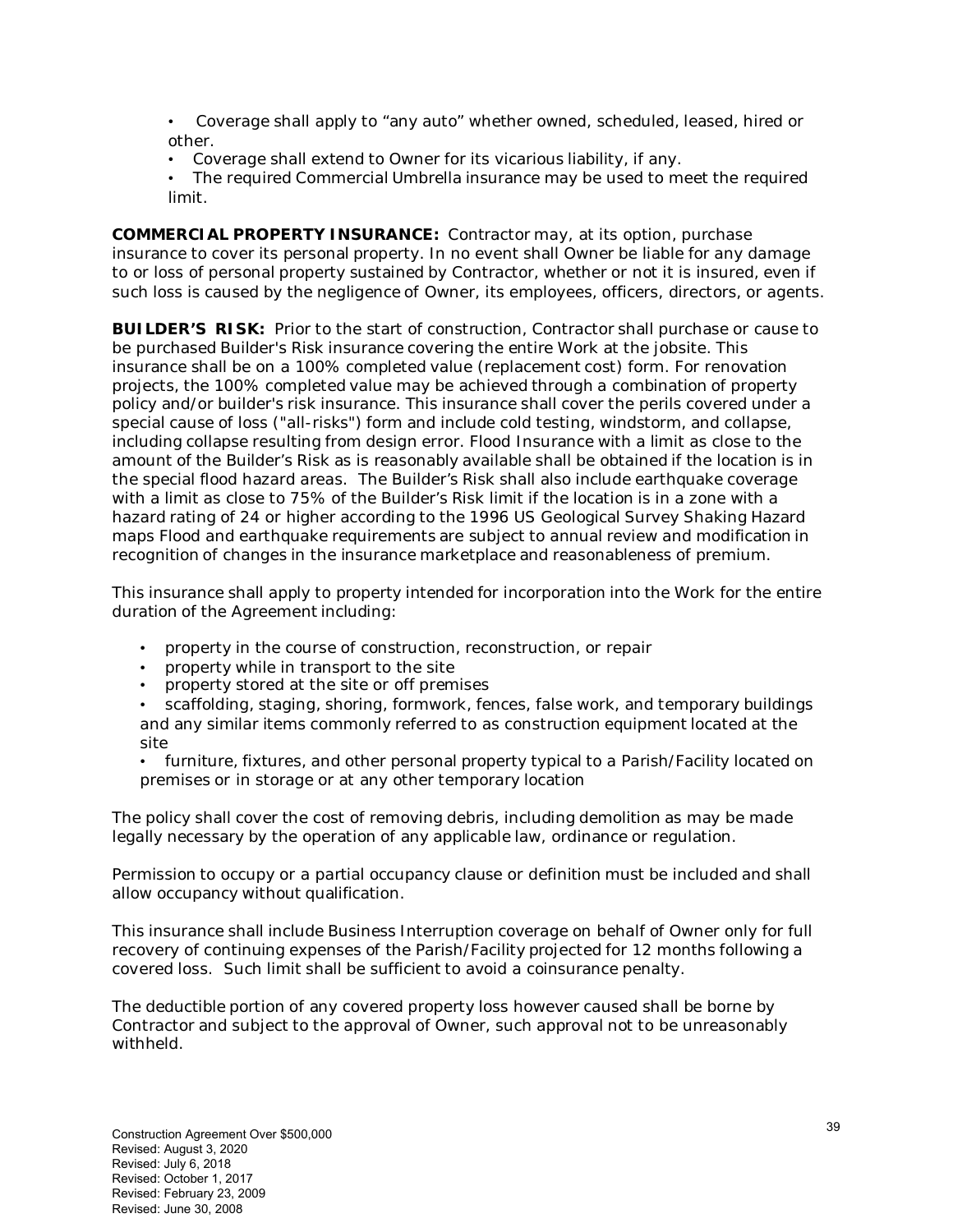- Coverage shall apply to "any auto" whether owned, scheduled, leased, hired or other.
- Coverage shall extend to Owner for its vicarious liability, if any.
- The required Commercial Umbrella insurance may be used to meet the required limit.

**COMMERCIAL PROPERTY INSURANCE:** Contractor may, at its option, purchase insurance to cover its personal property. In no event shall Owner be liable for any damage to or loss of personal property sustained by Contractor, whether or not it is insured, even if such loss is caused by the negligence of Owner, its employees, officers, directors, or agents.

**BUILDER'S RISK:** Prior to the start of construction, Contractor shall purchase or cause to be purchased Builder's Risk insurance covering the entire Work at the jobsite. This insurance shall be on a 100% completed value (replacement cost) form. For renovation projects, the 100% completed value may be achieved through a combination of property policy and/or builder's risk insurance. This insurance shall cover the perils covered under a special cause of loss ("all-risks") form and include cold testing, windstorm, and collapse, including collapse resulting from design error. Flood Insurance with a limit as close to the amount of the Builder's Risk as is reasonably available shall be obtained if the location is in the special flood hazard areas. The Builder's Risk shall also include earthquake coverage with a limit as close to 75% of the Builder's Risk limit if the location is in a zone with a hazard rating of 24 or higher according to the 1996 US Geological Survey Shaking Hazard maps Flood and earthquake requirements are subject to annual review and modification in recognition of changes in the insurance marketplace and reasonableness of premium.

This insurance shall apply to property intended for incorporation into the Work for the entire duration of the Agreement including:

- property in the course of construction, reconstruction, or repair
- property while in transport to the site
- property stored at the site or off premises
- scaffolding, staging, shoring, formwork, fences, false work, and temporary buildings and any similar items commonly referred to as construction equipment located at the site
- furniture, fixtures, and other personal property typical to a Parish/Facility located on premises or in storage or at any other temporary location

The policy shall cover the cost of removing debris, including demolition as may be made legally necessary by the operation of any applicable law, ordinance or regulation.

Permission to occupy or a partial occupancy clause or definition must be included and shall allow occupancy without qualification.

This insurance shall include Business Interruption coverage on behalf of Owner only for full recovery of continuing expenses of the Parish/Facility projected for 12 months following a covered loss. Such limit shall be sufficient to avoid a coinsurance penalty.

The deductible portion of any covered property loss however caused shall be borne by Contractor and subject to the approval of Owner, such approval not to be unreasonably withheld.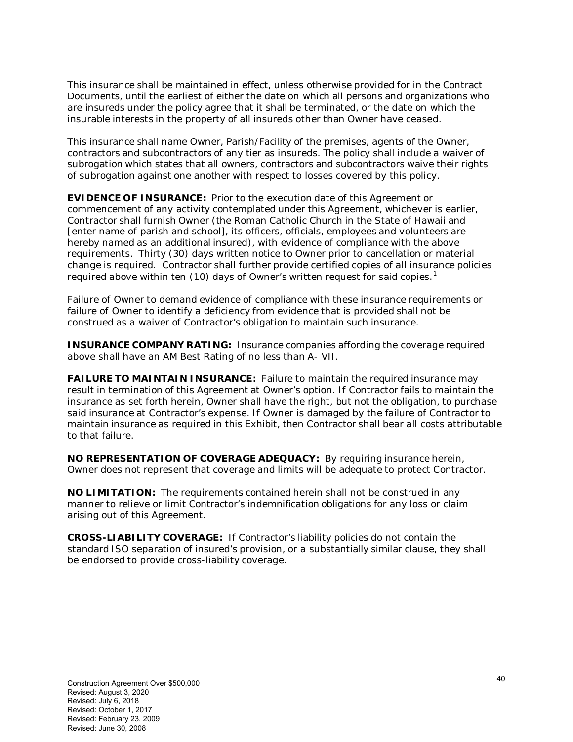This insurance shall be maintained in effect, unless otherwise provided for in the Contract Documents, until the earliest of either the date on which all persons and organizations who are insureds under the policy agree that it shall be terminated, or the date on which the insurable interests in the property of all insureds other than Owner have ceased.

This insurance shall name Owner, Parish/Facility of the premises, agents of the Owner, contractors and subcontractors of any tier as insureds. The policy shall include a waiver of subrogation which states that all owners, contractors and subcontractors waive their rights of subrogation against one another with respect to losses covered by this policy.

**EVIDENCE OF INSURANCE:** Prior to the execution date of this Agreement or commencement of any activity contemplated under this Agreement, whichever is earlier, Contractor shall furnish Owner (the Roman Catholic Church in the State of Hawaii and [enter name of parish and school], its officers, officials, employees and volunteers are hereby named as an additional insured), with evidence of compliance with the above requirements. Thirty (30) days written notice to Owner prior to cancellation or material change is required. Contractor shall further provide certified copies of all insurance policies required above within ten (10) days of Owner's written request for said copies.[1]

Failure of Owner to demand evidence of compliance with these insurance requirements or failure of Owner to identify a deficiency from evidence that is provided shall not be construed as a waiver of Contractor's obligation to maintain such insurance.

**INSURANCE COMPANY RATING:** Insurance companies affording the coverage required above shall have an AM Best Rating of no less than A- VII.

**FAILURE TO MAINTAIN INSURANCE:** Failure to maintain the required insurance may result in termination of this Agreement at Owner's option. If Contractor fails to maintain the insurance as set forth herein, Owner shall have the right, but not the obligation, to purchase said insurance at Contractor's expense. If Owner is damaged by the failure of Contractor to maintain insurance as required in this Exhibit, then Contractor shall bear all costs attributable to that failure.

**NO REPRESENTATION OF COVERAGE ADEQUACY:** By requiring insurance herein, Owner does not represent that coverage and limits will be adequate to protect Contractor.

**NO LIMITATION:** The requirements contained herein shall not be construed in any manner to relieve or limit Contractor's indemnification obligations for any loss or claim arising out of this Agreement.

**CROSS-LIABILITY COVERAGE:** If Contractor's liability policies do not contain the standard ISO separation of insured's provision, or a substantially similar clause, they shall be endorsed to provide cross-liability coverage.

Construction Agreement Over $500,000
Revised: August 3, 2020
Revised: July 6, 2018
Revised: October 1, 2017
Revised: February 23, 2009
Revised: June 30, 2008